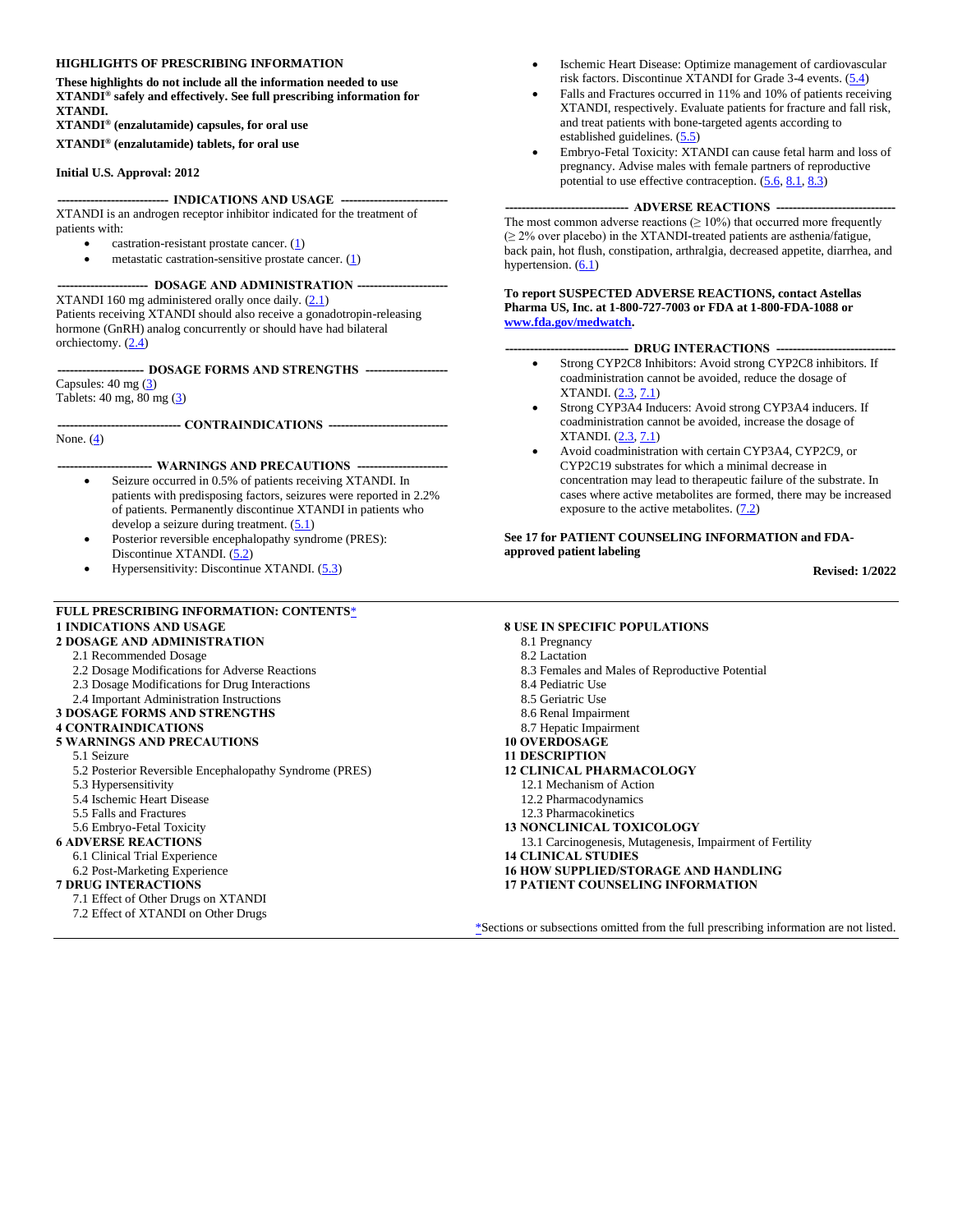## HIGHLIGHTS OF PRESCRIBING INFORMATION

**These highlights do not include all the information needed to use XTANDI® safely and effectively. See full prescribing information for XTANDI.**

**XTANDI® (enzalutamide) capsules, for oral use**

**XTANDI® (enzalutamide) tablets, for oral use**

**Initial U.S. Approval: 2012**

### INDICATIONS AND USAGE

XTANDI is an androgen receptor inhibitor indicated for the treatment of patients with:

- castration-resistant prostate cancer. (1)
- metastatic castration-sensitive prostate cancer. (1)

### DOSAGE AND ADMINISTRATION

XTANDI 160 mg administered orally once daily. (2.1)

Patients receiving XTANDI should also receive a gonadotropin-releasing hormone (GnRH) analog concurrently or should have had bilateral orchiectomy. (2.4)

### DOSAGE FORMS AND STRENGTHS

Capsules: 40 mg (3)

Tablets: 40 mg, 80 mg (3)

### CONTRAINDICATIONS

None. (4)

### WARNINGS AND PRECAUTIONS

- Seizure occurred in 0.5% of patients receiving XTANDI. In patients with predisposing factors, seizures were reported in 2.2% of patients. Permanently discontinue XTANDI in patients who develop a seizure during treatment. (5.1)
- Posterior reversible encephalopathy syndrome (PRES): Discontinue XTANDI. (5.2)
- Hypersensitivity: Discontinue XTANDI. (5.3)
- Ischemic Heart Disease: Optimize management of cardiovascular risk factors. Discontinue XTANDI for Grade 3-4 events. (5.4)
- Falls and Fractures occurred in 11% and 10% of patients receiving XTANDI, respectively. Evaluate patients for fracture and fall risk, and treat patients with bone-targeted agents according to established guidelines. (5.5)
- Embryo-Fetal Toxicity: XTANDI can cause fetal harm and loss of pregnancy. Advise males with female partners of reproductive potential to use effective contraception. (5.6, 8.1, 8.3)

### ADVERSE REACTIONS

The most common adverse reactions (≥ 10%) that occurred more frequently (≥ 2% over placebo) in the XTANDI-treated patients are asthenia/fatigue, back pain, hot flush, constipation, arthralgia, decreased appetite, diarrhea, and hypertension. (6.1)

**To report SUSPECTED ADVERSE REACTIONS, contact Astellas Pharma US, Inc. at 1-800-727-7003 or FDA at 1-800-FDA-1088 or www.fda.gov/medwatch.**

### DRUG INTERACTIONS

- Strong CYP2C8 Inhibitors: Avoid strong CYP2C8 inhibitors. If coadministration cannot be avoided, reduce the dosage of XTANDI. (2.3, 7.1)
- Strong CYP3A4 Inducers: Avoid strong CYP3A4 inducers. If coadministration cannot be avoided, increase the dosage of XTANDI. (2.3, 7.1)
- Avoid coadministration with certain CYP3A4, CYP2C9, or CYP2C19 substrates for which a minimal decrease in concentration may lead to therapeutic failure of the substrate. In cases where active metabolites are formed, there may be increased exposure to the active metabolites. (7.2)

**See 17 for PATIENT COUNSELING INFORMATION and FDA-approved patient labeling**

**Revised: 1/2022**

---

## FULL PRESCRIBING INFORMATION: CONTENTS*

**1 INDICATIONS AND USAGE**

**2 DOSAGE AND ADMINISTRATION**
- 2.1 Recommended Dosage
- 2.2 Dosage Modifications for Adverse Reactions
- 2.3 Dosage Modifications for Drug Interactions
- 2.4 Important Administration Instructions

**3 DOSAGE FORMS AND STRENGTHS**

**4 CONTRAINDICATIONS**

**5 WARNINGS AND PRECAUTIONS**
- 5.1 Seizure
- 5.2 Posterior Reversible Encephalopathy Syndrome (PRES)
- 5.3 Hypersensitivity
- 5.4 Ischemic Heart Disease
- 5.5 Falls and Fractures
- 5.6 Embryo-Fetal Toxicity

**6 ADVERSE REACTIONS**
- 6.1 Clinical Trial Experience
- 6.2 Post-Marketing Experience

**7 DRUG INTERACTIONS**
- 7.1 Effect of Other Drugs on XTANDI
- 7.2 Effect of XTANDI on Other Drugs

**8 USE IN SPECIFIC POPULATIONS**
- 8.1 Pregnancy
- 8.2 Lactation
- 8.3 Females and Males of Reproductive Potential
- 8.4 Pediatric Use
- 8.5 Geriatric Use
- 8.6 Renal Impairment
- 8.7 Hepatic Impairment

**10 OVERDOSAGE**

**11 DESCRIPTION**

**12 CLINICAL PHARMACOLOGY**
- 12.1 Mechanism of Action
- 12.2 Pharmacodynamics
- 12.3 Pharmacokinetics

**13 NONCLINICAL TOXICOLOGY**
- 13.1 Carcinogenesis, Mutagenesis, Impairment of Fertility

**14 CLINICAL STUDIES**

**16 HOW SUPPLIED/STORAGE AND HANDLING**

**17 PATIENT COUNSELING INFORMATION**

*Sections or subsections omitted from the full prescribing information are not listed.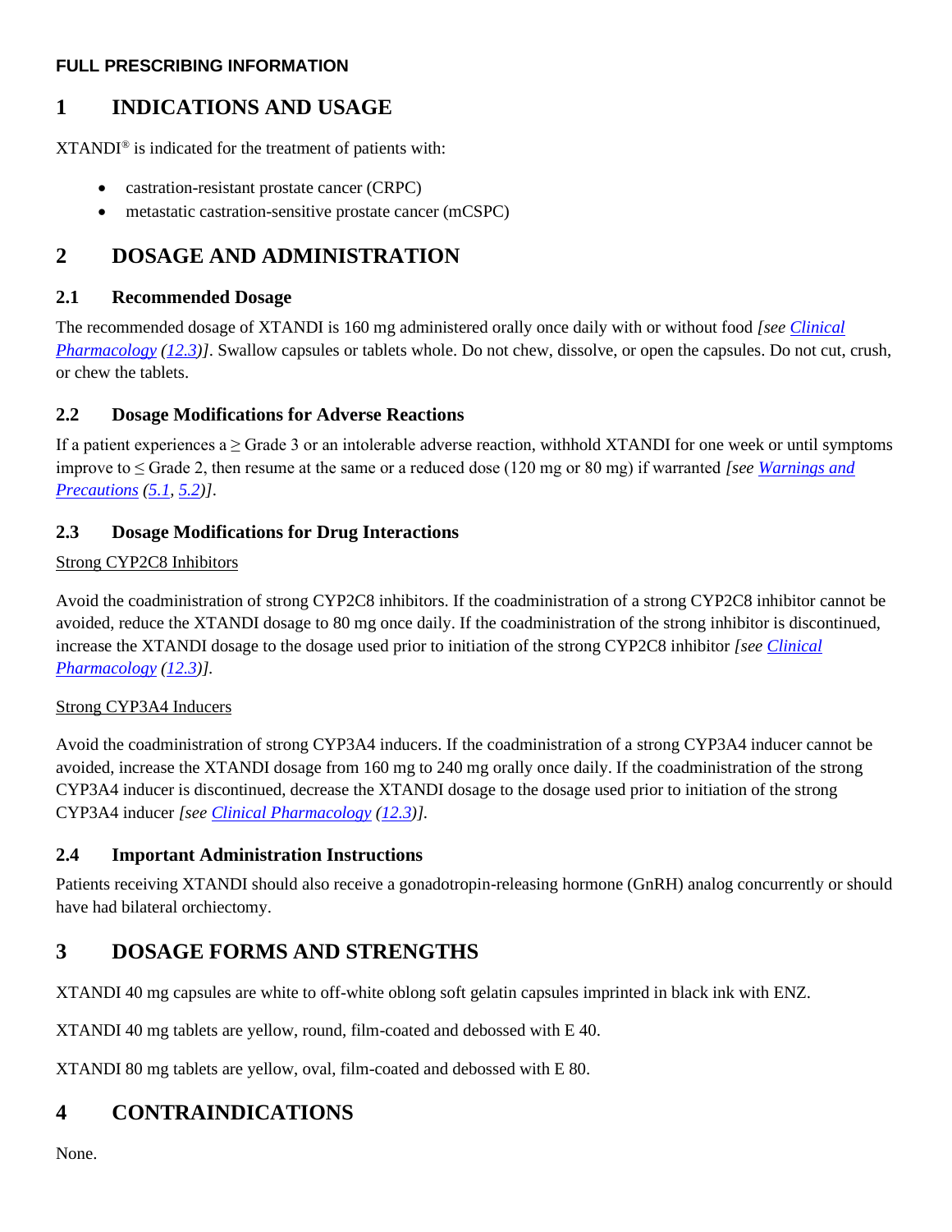**FULL PRESCRIBING INFORMATION**

# 1 INDICATIONS AND USAGE

XTANDI® is indicated for the treatment of patients with:

- castration-resistant prostate cancer (CRPC)
- metastatic castration-sensitive prostate cancer (mCSPC)

# 2 DOSAGE AND ADMINISTRATION

## 2.1 Recommended Dosage

The recommended dosage of XTANDI is 160 mg administered orally once daily with or without food *[see Clinical Pharmacology (12.3)]*. Swallow capsules or tablets whole. Do not chew, dissolve, or open the capsules. Do not cut, crush, or chew the tablets.

## 2.2 Dosage Modifications for Adverse Reactions

If a patient experiences a ≥ Grade 3 or an intolerable adverse reaction, withhold XTANDI for one week or until symptoms improve to ≤ Grade 2, then resume at the same or a reduced dose (120 mg or 80 mg) if warranted *[see Warnings and Precautions (5.1, 5.2)]*.

## 2.3 Dosage Modifications for Drug Interactions

Strong CYP2C8 Inhibitors

Avoid the coadministration of strong CYP2C8 inhibitors. If the coadministration of a strong CYP2C8 inhibitor cannot be avoided, reduce the XTANDI dosage to 80 mg once daily. If the coadministration of the strong inhibitor is discontinued, increase the XTANDI dosage to the dosage used prior to initiation of the strong CYP2C8 inhibitor *[see Clinical Pharmacology (12.3)].*

Strong CYP3A4 Inducers

Avoid the coadministration of strong CYP3A4 inducers. If the coadministration of a strong CYP3A4 inducer cannot be avoided, increase the XTANDI dosage from 160 mg to 240 mg orally once daily. If the coadministration of the strong CYP3A4 inducer is discontinued, decrease the XTANDI dosage to the dosage used prior to initiation of the strong CYP3A4 inducer *[see Clinical Pharmacology (12.3)].*

## 2.4 Important Administration Instructions

Patients receiving XTANDI should also receive a gonadotropin-releasing hormone (GnRH) analog concurrently or should have had bilateral orchiectomy.

# 3 DOSAGE FORMS AND STRENGTHS

XTANDI 40 mg capsules are white to off-white oblong soft gelatin capsules imprinted in black ink with ENZ.

XTANDI 40 mg tablets are yellow, round, film-coated and debossed with E 40.

XTANDI 80 mg tablets are yellow, oval, film-coated and debossed with E 80.

# 4 CONTRAINDICATIONS

None.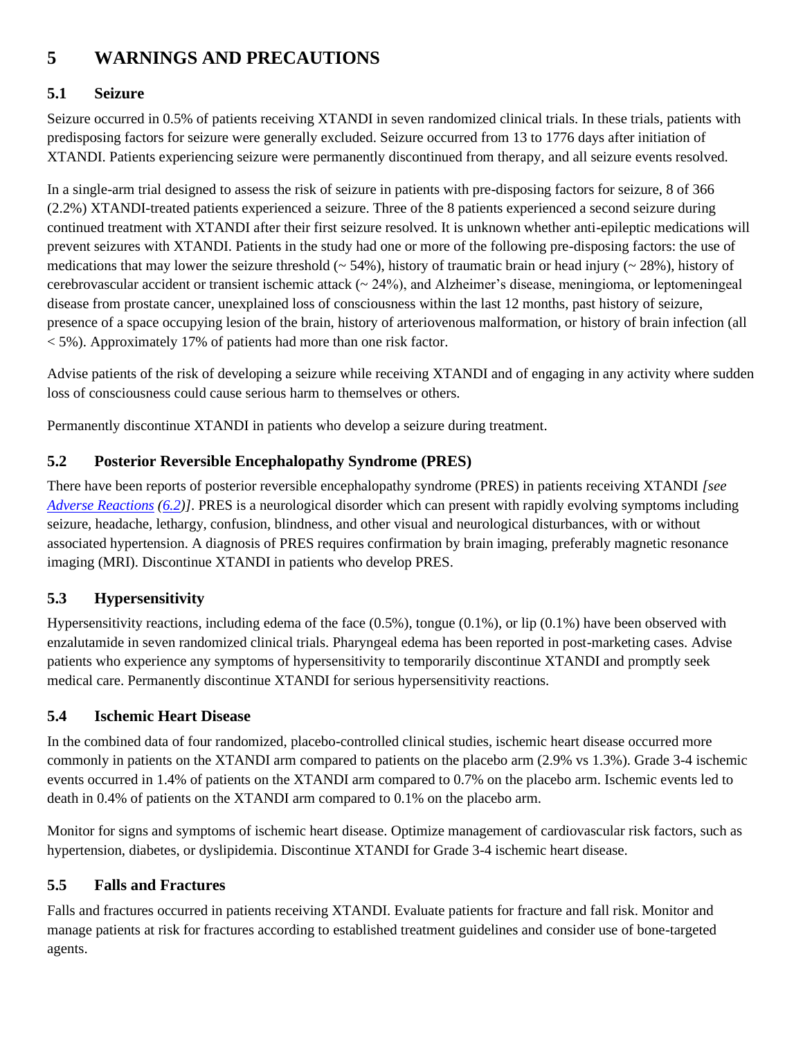# 5 WARNINGS AND PRECAUTIONS

## 5.1 Seizure

Seizure occurred in 0.5% of patients receiving XTANDI in seven randomized clinical trials. In these trials, patients with predisposing factors for seizure were generally excluded. Seizure occurred from 13 to 1776 days after initiation of XTANDI. Patients experiencing seizure were permanently discontinued from therapy, and all seizure events resolved.

In a single-arm trial designed to assess the risk of seizure in patients with pre-disposing factors for seizure, 8 of 366 (2.2%) XTANDI-treated patients experienced a seizure. Three of the 8 patients experienced a second seizure during continued treatment with XTANDI after their first seizure resolved. It is unknown whether anti-epileptic medications will prevent seizures with XTANDI. Patients in the study had one or more of the following pre-disposing factors: the use of medications that may lower the seizure threshold (~ 54%), history of traumatic brain or head injury (~ 28%), history of cerebrovascular accident or transient ischemic attack (~ 24%), and Alzheimer's disease, meningioma, or leptomeningeal disease from prostate cancer, unexplained loss of consciousness within the last 12 months, past history of seizure, presence of a space occupying lesion of the brain, history of arteriovenous malformation, or history of brain infection (all < 5%). Approximately 17% of patients had more than one risk factor.

Advise patients of the risk of developing a seizure while receiving XTANDI and of engaging in any activity where sudden loss of consciousness could cause serious harm to themselves or others.

Permanently discontinue XTANDI in patients who develop a seizure during treatment.

## 5.2 Posterior Reversible Encephalopathy Syndrome (PRES)

There have been reports of posterior reversible encephalopathy syndrome (PRES) in patients receiving XTANDI *[see Adverse Reactions (6.2)]*. PRES is a neurological disorder which can present with rapidly evolving symptoms including seizure, headache, lethargy, confusion, blindness, and other visual and neurological disturbances, with or without associated hypertension. A diagnosis of PRES requires confirmation by brain imaging, preferably magnetic resonance imaging (MRI). Discontinue XTANDI in patients who develop PRES.

## 5.3 Hypersensitivity

Hypersensitivity reactions, including edema of the face (0.5%), tongue (0.1%), or lip (0.1%) have been observed with enzalutamide in seven randomized clinical trials. Pharyngeal edema has been reported in post-marketing cases. Advise patients who experience any symptoms of hypersensitivity to temporarily discontinue XTANDI and promptly seek medical care. Permanently discontinue XTANDI for serious hypersensitivity reactions.

## 5.4 Ischemic Heart Disease

In the combined data of four randomized, placebo-controlled clinical studies, ischemic heart disease occurred more commonly in patients on the XTANDI arm compared to patients on the placebo arm (2.9% vs 1.3%). Grade 3-4 ischemic events occurred in 1.4% of patients on the XTANDI arm compared to 0.7% on the placebo arm. Ischemic events led to death in 0.4% of patients on the XTANDI arm compared to 0.1% on the placebo arm.

Monitor for signs and symptoms of ischemic heart disease. Optimize management of cardiovascular risk factors, such as hypertension, diabetes, or dyslipidemia. Discontinue XTANDI for Grade 3-4 ischemic heart disease.

## 5.5 Falls and Fractures

Falls and fractures occurred in patients receiving XTANDI. Evaluate patients for fracture and fall risk. Monitor and manage patients at risk for fractures according to established treatment guidelines and consider use of bone-targeted agents.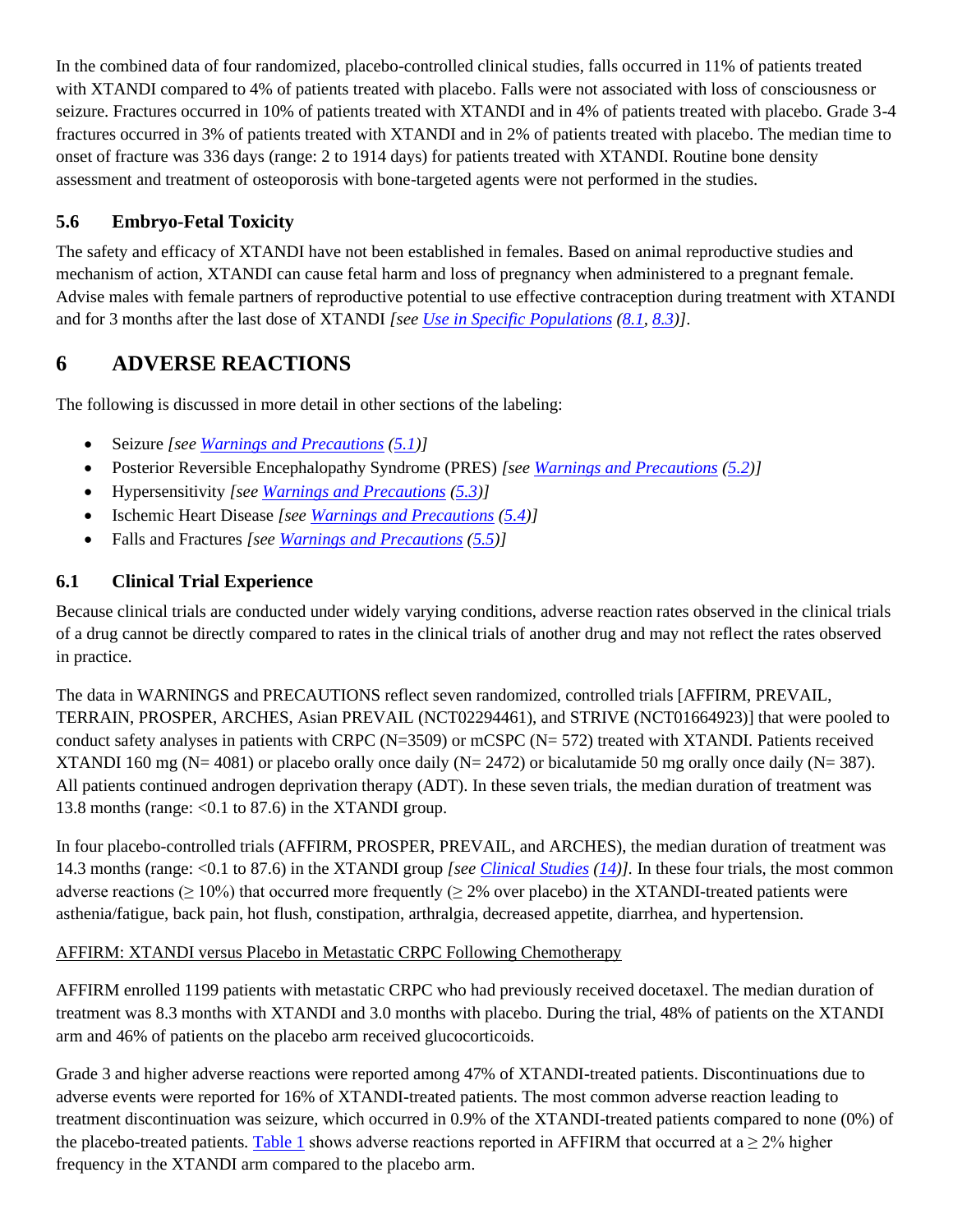In the combined data of four randomized, placebo-controlled clinical studies, falls occurred in 11% of patients treated with XTANDI compared to 4% of patients treated with placebo. Falls were not associated with loss of consciousness or seizure. Fractures occurred in 10% of patients treated with XTANDI and in 4% of patients treated with placebo. Grade 3-4 fractures occurred in 3% of patients treated with XTANDI and in 2% of patients treated with placebo. The median time to onset of fracture was 336 days (range: 2 to 1914 days) for patients treated with XTANDI. Routine bone density assessment and treatment of osteoporosis with bone-targeted agents were not performed in the studies.

### 5.6 Embryo-Fetal Toxicity

The safety and efficacy of XTANDI have not been established in females. Based on animal reproductive studies and mechanism of action, XTANDI can cause fetal harm and loss of pregnancy when administered to a pregnant female. Advise males with female partners of reproductive potential to use effective contraception during treatment with XTANDI and for 3 months after the last dose of XTANDI *[see Use in Specific Populations (8.1, 8.3)]*.

## 6 ADVERSE REACTIONS

The following is discussed in more detail in other sections of the labeling:

- Seizure *[see Warnings and Precautions (5.1)]*
- Posterior Reversible Encephalopathy Syndrome (PRES) *[see Warnings and Precautions (5.2)]*
- Hypersensitivity *[see Warnings and Precautions (5.3)]*
- Ischemic Heart Disease *[see Warnings and Precautions (5.4)]*
- Falls and Fractures *[see Warnings and Precautions (5.5)]*

### 6.1 Clinical Trial Experience

Because clinical trials are conducted under widely varying conditions, adverse reaction rates observed in the clinical trials of a drug cannot be directly compared to rates in the clinical trials of another drug and may not reflect the rates observed in practice.

The data in WARNINGS and PRECAUTIONS reflect seven randomized, controlled trials [AFFIRM, PREVAIL, TERRAIN, PROSPER, ARCHES, Asian PREVAIL (NCT02294461), and STRIVE (NCT01664923)] that were pooled to conduct safety analyses in patients with CRPC (N=3509) or mCSPC (N= 572) treated with XTANDI. Patients received XTANDI 160 mg (N= 4081) or placebo orally once daily (N= 2472) or bicalutamide 50 mg orally once daily (N= 387). All patients continued androgen deprivation therapy (ADT). In these seven trials, the median duration of treatment was 13.8 months (range: <0.1 to 87.6) in the XTANDI group.

In four placebo-controlled trials (AFFIRM, PROSPER, PREVAIL, and ARCHES), the median duration of treatment was 14.3 months (range: <0.1 to 87.6) in the XTANDI group *[see Clinical Studies (14)]*. In these four trials, the most common adverse reactions (≥ 10%) that occurred more frequently (≥ 2% over placebo) in the XTANDI-treated patients were asthenia/fatigue, back pain, hot flush, constipation, arthralgia, decreased appetite, diarrhea, and hypertension.

<u>AFFIRM: XTANDI versus Placebo in Metastatic CRPC Following Chemotherapy</u>

AFFIRM enrolled 1199 patients with metastatic CRPC who had previously received docetaxel. The median duration of treatment was 8.3 months with XTANDI and 3.0 months with placebo. During the trial, 48% of patients on the XTANDI arm and 46% of patients on the placebo arm received glucocorticoids.

Grade 3 and higher adverse reactions were reported among 47% of XTANDI-treated patients. Discontinuations due to adverse events were reported for 16% of XTANDI-treated patients. The most common adverse reaction leading to treatment discontinuation was seizure, which occurred in 0.9% of the XTANDI-treated patients compared to none (0%) of the placebo-treated patients. Table 1 shows adverse reactions reported in AFFIRM that occurred at a ≥ 2% higher frequency in the XTANDI arm compared to the placebo arm.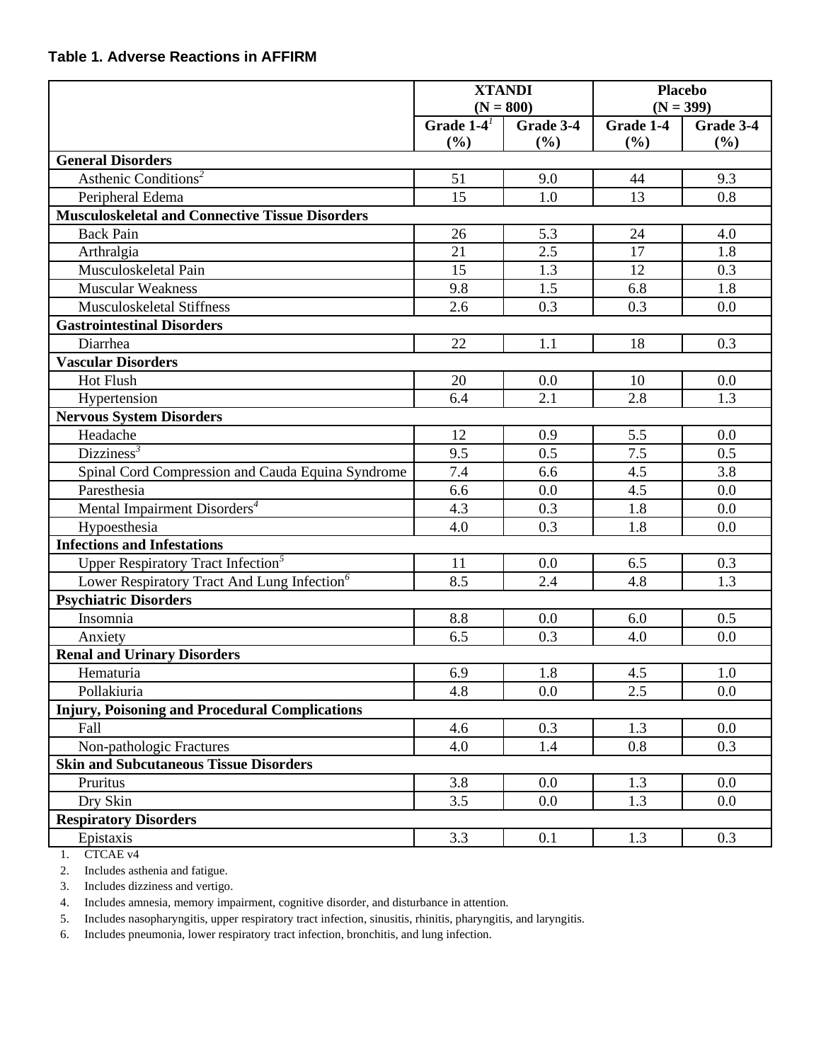**Table 1. Adverse Reactions in AFFIRM**

| | XTANDI (N = 800) | | Placebo (N = 399) | |
|---|---|---|---|---|
| | Grade 1-4[1] (%) | Grade 3-4 (%) | Grade 1-4 (%) | Grade 3-4 (%) |
| **General Disorders** | | | | |
| Asthenic Conditions[2] | 51 | 9.0 | 44 | 9.3 |
| Peripheral Edema | 15 | 1.0 | 13 | 0.8 |
| **Musculoskeletal and Connective Tissue Disorders** | | | | |
| Back Pain | 26 | 5.3 | 24 | 4.0 |
| Arthralgia | 21 | 2.5 | 17 | 1.8 |
| Musculoskeletal Pain | 15 | 1.3 | 12 | 0.3 |
| Muscular Weakness | 9.8 | 1.5 | 6.8 | 1.8 |
| Musculoskeletal Stiffness | 2.6 | 0.3 | 0.3 | 0.0 |
| **Gastrointestinal Disorders** | | | | |
| Diarrhea | 22 | 1.1 | 18 | 0.3 |
| **Vascular Disorders** | | | | |
| Hot Flush | 20 | 0.0 | 10 | 0.0 |
| Hypertension | 6.4 | 2.1 | 2.8 | 1.3 |
| **Nervous System Disorders** | | | | |
| Headache | 12 | 0.9 | 5.5 | 0.0 |
| Dizziness[3] | 9.5 | 0.5 | 7.5 | 0.5 |
| Spinal Cord Compression and Cauda Equina Syndrome | 7.4 | 6.6 | 4.5 | 3.8 |
| Paresthesia | 6.6 | 0.0 | 4.5 | 0.0 |
| Mental Impairment Disorders[4] | 4.3 | 0.3 | 1.8 | 0.0 |
| Hypoesthesia | 4.0 | 0.3 | 1.8 | 0.0 |
| **Infections and Infestations** | | | | |
| Upper Respiratory Tract Infection[5] | 11 | 0.0 | 6.5 | 0.3 |
| Lower Respiratory Tract And Lung Infection[6] | 8.5 | 2.4 | 4.8 | 1.3 |
| **Psychiatric Disorders** | | | | |
| Insomnia | 8.8 | 0.0 | 6.0 | 0.5 |
| Anxiety | 6.5 | 0.3 | 4.0 | 0.0 |
| **Renal and Urinary Disorders** | | | | |
| Hematuria | 6.9 | 1.8 | 4.5 | 1.0 |
| Pollakiuria | 4.8 | 0.0 | 2.5 | 0.0 |
| **Injury, Poisoning and Procedural Complications** | | | | |
| Fall | 4.6 | 0.3 | 1.3 | 0.0 |
| Non-pathologic Fractures | 4.0 | 1.4 | 0.8 | 0.3 |
| **Skin and Subcutaneous Tissue Disorders** | | | | |
| Pruritus | 3.8 | 0.0 | 1.3 | 0.0 |
| Dry Skin | 3.5 | 0.0 | 1.3 | 0.0 |
| **Respiratory Disorders** | | | | |
| Epistaxis | 3.3 | 0.1 | 1.3 | 0.3 |

1. CTCAE v4
2. Includes asthenia and fatigue.
3. Includes dizziness and vertigo.
4. Includes amnesia, memory impairment, cognitive disorder, and disturbance in attention.
5. Includes nasopharyngitis, upper respiratory tract infection, sinusitis, rhinitis, pharyngitis, and laryngitis.
6. Includes pneumonia, lower respiratory tract infection, bronchitis, and lung infection.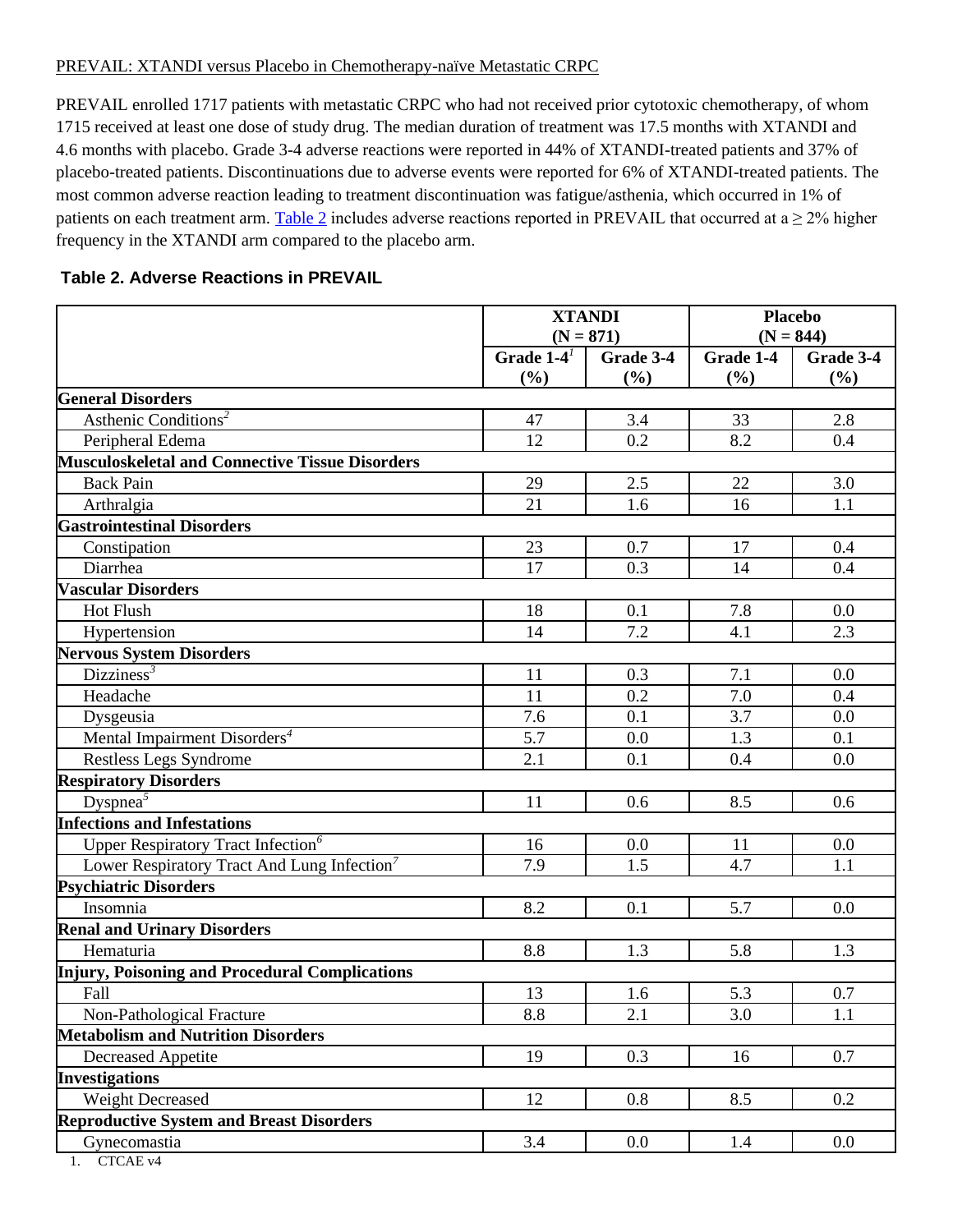PREVAIL: XTANDI versus Placebo in Chemotherapy-naïve Metastatic CRPC

PREVAIL enrolled 1717 patients with metastatic CRPC who had not received prior cytotoxic chemotherapy, of whom 1715 received at least one dose of study drug. The median duration of treatment was 17.5 months with XTANDI and 4.6 months with placebo. Grade 3-4 adverse reactions were reported in 44% of XTANDI-treated patients and 37% of placebo-treated patients. Discontinuations due to adverse events were reported for 6% of XTANDI-treated patients. The most common adverse reaction leading to treatment discontinuation was fatigue/asthenia, which occurred in 1% of patients on each treatment arm. Table 2 includes adverse reactions reported in PREVAIL that occurred at a ≥ 2% higher frequency in the XTANDI arm compared to the placebo arm.

**Table 2. Adverse Reactions in PREVAIL**

| | XTANDI (N = 871) | | Placebo (N = 844) | |
|---|---|---|---|---|
| | Grade 1-4[1] (%) | Grade 3-4 (%) | Grade 1-4 (%) | Grade 3-4 (%) |
| **General Disorders** | | | | |
| Asthenic Conditions[2] | 47 | 3.4 | 33 | 2.8 |
| Peripheral Edema | 12 | 0.2 | 8.2 | 0.4 |
| **Musculoskeletal and Connective Tissue Disorders** | | | | |
| Back Pain | 29 | 2.5 | 22 | 3.0 |
| Arthralgia | 21 | 1.6 | 16 | 1.1 |
| **Gastrointestinal Disorders** | | | | |
| Constipation | 23 | 0.7 | 17 | 0.4 |
| Diarrhea | 17 | 0.3 | 14 | 0.4 |
| **Vascular Disorders** | | | | |
| Hot Flush | 18 | 0.1 | 7.8 | 0.0 |
| Hypertension | 14 | 7.2 | 4.1 | 2.3 |
| **Nervous System Disorders** | | | | |
| Dizziness[3] | 11 | 0.3 | 7.1 | 0.0 |
| Headache | 11 | 0.2 | 7.0 | 0.4 |
| Dysgeusia | 7.6 | 0.1 | 3.7 | 0.0 |
| Mental Impairment Disorders[4] | 5.7 | 0.0 | 1.3 | 0.1 |
| Restless Legs Syndrome | 2.1 | 0.1 | 0.4 | 0.0 |
| **Respiratory Disorders** | | | | |
| Dyspnea[5] | 11 | 0.6 | 8.5 | 0.6 |
| **Infections and Infestations** | | | | |
| Upper Respiratory Tract Infection[6] | 16 | 0.0 | 11 | 0.0 |
| Lower Respiratory Tract And Lung Infection[7] | 7.9 | 1.5 | 4.7 | 1.1 |
| **Psychiatric Disorders** | | | | |
| Insomnia | 8.2 | 0.1 | 5.7 | 0.0 |
| **Renal and Urinary Disorders** | | | | |
| Hematuria | 8.8 | 1.3 | 5.8 | 1.3 |
| **Injury, Poisoning and Procedural Complications** | | | | |
| Fall | 13 | 1.6 | 5.3 | 0.7 |
| Non-Pathological Fracture | 8.8 | 2.1 | 3.0 | 1.1 |
| **Metabolism and Nutrition Disorders** | | | | |
| Decreased Appetite | 19 | 0.3 | 16 | 0.7 |
| **Investigations** | | | | |
| Weight Decreased | 12 | 0.8 | 8.5 | 0.2 |
| **Reproductive System and Breast Disorders** | | | | |
| Gynecomastia | 3.4 | 0.0 | 1.4 | 0.0 |

1. CTCAE v4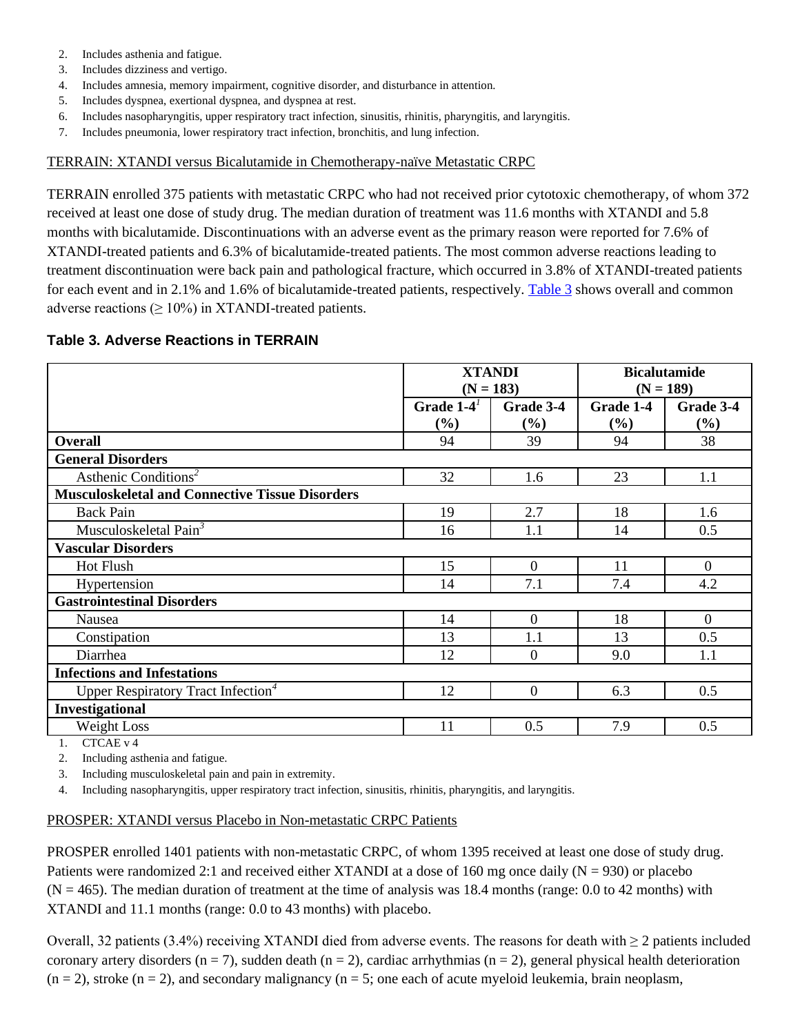2. Includes asthenia and fatigue.
3. Includes dizziness and vertigo.
4. Includes amnesia, memory impairment, cognitive disorder, and disturbance in attention.
5. Includes dyspnea, exertional dyspnea, and dyspnea at rest.
6. Includes nasopharyngitis, upper respiratory tract infection, sinusitis, rhinitis, pharyngitis, and laryngitis.
7. Includes pneumonia, lower respiratory tract infection, bronchitis, and lung infection.

TERRAIN: XTANDI versus Bicalutamide in Chemotherapy-naïve Metastatic CRPC

TERRAIN enrolled 375 patients with metastatic CRPC who had not received prior cytotoxic chemotherapy, of whom 372 received at least one dose of study drug. The median duration of treatment was 11.6 months with XTANDI and 5.8 months with bicalutamide. Discontinuations with an adverse event as the primary reason were reported for 7.6% of XTANDI-treated patients and 6.3% of bicalutamide-treated patients. The most common adverse reactions leading to treatment discontinuation were back pain and pathological fracture, which occurred in 3.8% of XTANDI-treated patients for each event and in 2.1% and 1.6% of bicalutamide-treated patients, respectively. Table 3 shows overall and common adverse reactions (≥ 10%) in XTANDI-treated patients.

### Table 3. Adverse Reactions in TERRAIN

| | XTANDI (N = 183) | | Bicalutamide (N = 189) | |
|---|---|---|---|---|
| | Grade 1-4[1] (%) | Grade 3-4 (%) | Grade 1-4 (%) | Grade 3-4 (%) |
| **Overall** | 94 | 39 | 94 | 38 |
| **General Disorders** | | | | |
| Asthenic Conditions[2] | 32 | 1.6 | 23 | 1.1 |
| **Musculoskeletal and Connective Tissue Disorders** | | | | |
| Back Pain | 19 | 2.7 | 18 | 1.6 |
| Musculoskeletal Pain[3] | 16 | 1.1 | 14 | 0.5 |
| **Vascular Disorders** | | | | |
| Hot Flush | 15 | 0 | 11 | 0 |
| Hypertension | 14 | 7.1 | 7.4 | 4.2 |
| **Gastrointestinal Disorders** | | | | |
| Nausea | 14 | 0 | 18 | 0 |
| Constipation | 13 | 1.1 | 13 | 0.5 |
| Diarrhea | 12 | 0 | 9.0 | 1.1 |
| **Infections and Infestations** | | | | |
| Upper Respiratory Tract Infection[4] | 12 | 0 | 6.3 | 0.5 |
| **Investigational** | | | | |
| Weight Loss | 11 | 0.5 | 7.9 | 0.5 |

1. CTCAE v 4
2. Including asthenia and fatigue.
3. Including musculoskeletal pain and pain in extremity.
4. Including nasopharyngitis, upper respiratory tract infection, sinusitis, rhinitis, pharyngitis, and laryngitis.

PROSPER: XTANDI versus Placebo in Non-metastatic CRPC Patients

PROSPER enrolled 1401 patients with non-metastatic CRPC, of whom 1395 received at least one dose of study drug. Patients were randomized 2:1 and received either XTANDI at a dose of 160 mg once daily (N = 930) or placebo (N = 465). The median duration of treatment at the time of analysis was 18.4 months (range: 0.0 to 42 months) with XTANDI and 11.1 months (range: 0.0 to 43 months) with placebo.

Overall, 32 patients (3.4%) receiving XTANDI died from adverse events. The reasons for death with ≥ 2 patients included coronary artery disorders (n = 7), sudden death (n = 2), cardiac arrhythmias (n = 2), general physical health deterioration (n = 2), stroke (n = 2), and secondary malignancy (n = 5; one each of acute myeloid leukemia, brain neoplasm,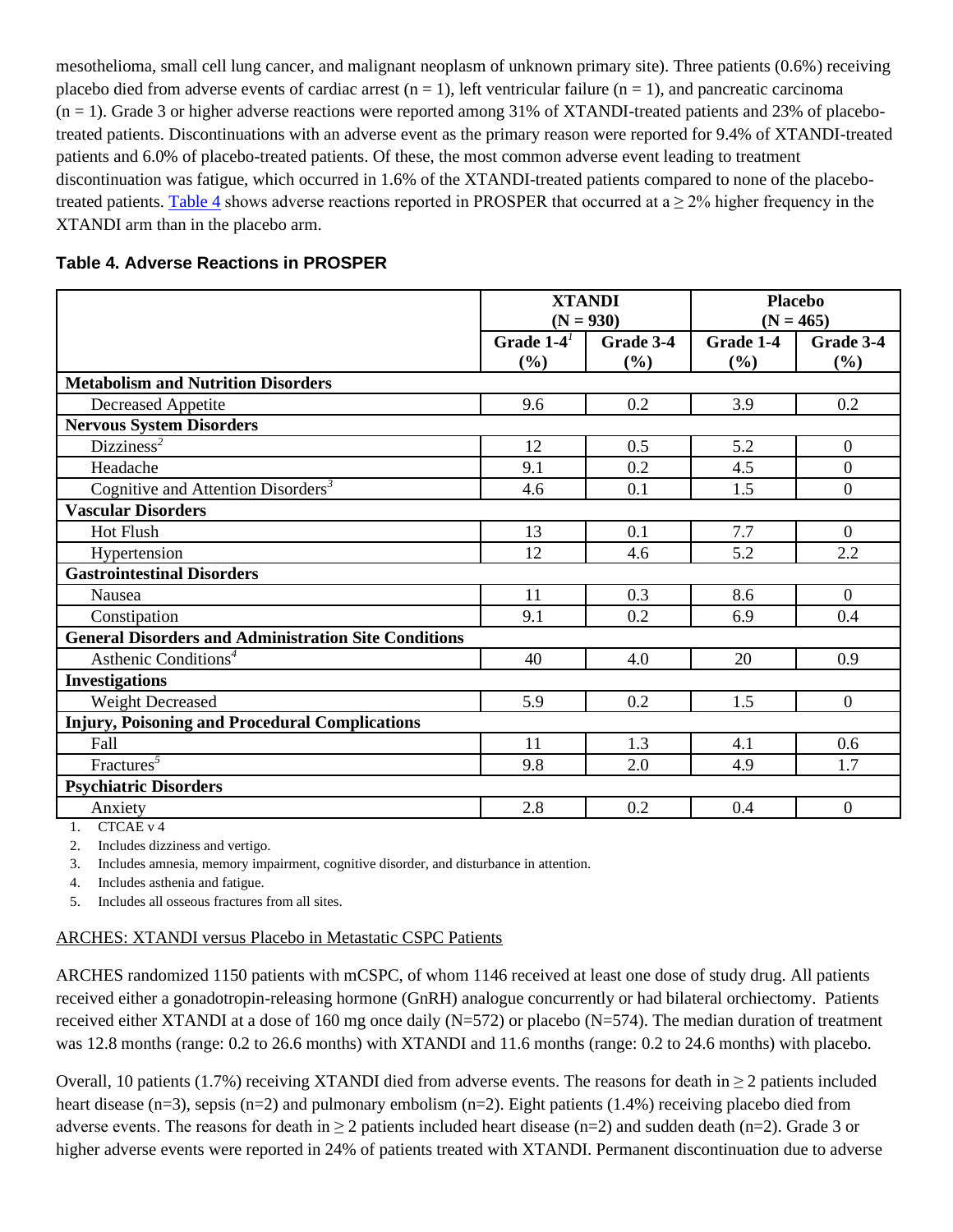mesothelioma, small cell lung cancer, and malignant neoplasm of unknown primary site). Three patients (0.6%) receiving placebo died from adverse events of cardiac arrest (n = 1), left ventricular failure (n = 1), and pancreatic carcinoma (n = 1). Grade 3 or higher adverse reactions were reported among 31% of XTANDI-treated patients and 23% of placebo-treated patients. Discontinuations with an adverse event as the primary reason were reported for 9.4% of XTANDI-treated patients and 6.0% of placebo-treated patients. Of these, the most common adverse event leading to treatment discontinuation was fatigue, which occurred in 1.6% of the XTANDI-treated patients compared to none of the placebo-treated patients. Table 4 shows adverse reactions reported in PROSPER that occurred at a ≥ 2% higher frequency in the XTANDI arm than in the placebo arm.

**Table 4. Adverse Reactions in PROSPER**

| | XTANDI (N = 930) | | Placebo (N = 465) | |
|---|---|---|---|---|
| | Grade 1-4[1] (%) | Grade 3-4 (%) | Grade 1-4 (%) | Grade 3-4 (%) |
| **Metabolism and Nutrition Disorders** | | | | |
| Decreased Appetite | 9.6 | 0.2 | 3.9 | 0.2 |
| **Nervous System Disorders** | | | | |
| Dizziness[2] | 12 | 0.5 | 5.2 | 0 |
| Headache | 9.1 | 0.2 | 4.5 | 0 |
| Cognitive and Attention Disorders[3] | 4.6 | 0.1 | 1.5 | 0 |
| **Vascular Disorders** | | | | |
| Hot Flush | 13 | 0.1 | 7.7 | 0 |
| Hypertension | 12 | 4.6 | 5.2 | 2.2 |
| **Gastrointestinal Disorders** | | | | |
| Nausea | 11 | 0.3 | 8.6 | 0 |
| Constipation | 9.1 | 0.2 | 6.9 | 0.4 |
| **General Disorders and Administration Site Conditions** | | | | |
| Asthenic Conditions[4] | 40 | 4.0 | 20 | 0.9 |
| **Investigations** | | | | |
| Weight Decreased | 5.9 | 0.2 | 1.5 | 0 |
| **Injury, Poisoning and Procedural Complications** | | | | |
| Fall | 11 | 1.3 | 4.1 | 0.6 |
| Fractures[5] | 9.8 | 2.0 | 4.9 | 1.7 |
| **Psychiatric Disorders** | | | | |
| Anxiety | 2.8 | 0.2 | 0.4 | 0 |

1. CTCAE v 4
2. Includes dizziness and vertigo.
3. Includes amnesia, memory impairment, cognitive disorder, and disturbance in attention.
4. Includes asthenia and fatigue.
5. Includes all osseous fractures from all sites.

ARCHES: XTANDI versus Placebo in Metastatic CSPC Patients

ARCHES randomized 1150 patients with mCSPC, of whom 1146 received at least one dose of study drug. All patients received either a gonadotropin-releasing hormone (GnRH) analogue concurrently or had bilateral orchiectomy. Patients received either XTANDI at a dose of 160 mg once daily (N=572) or placebo (N=574). The median duration of treatment was 12.8 months (range: 0.2 to 26.6 months) with XTANDI and 11.6 months (range: 0.2 to 24.6 months) with placebo.

Overall, 10 patients (1.7%) receiving XTANDI died from adverse events. The reasons for death in ≥ 2 patients included heart disease (n=3), sepsis (n=2) and pulmonary embolism (n=2). Eight patients (1.4%) receiving placebo died from adverse events. The reasons for death in ≥ 2 patients included heart disease (n=2) and sudden death (n=2). Grade 3 or higher adverse events were reported in 24% of patients treated with XTANDI. Permanent discontinuation due to adverse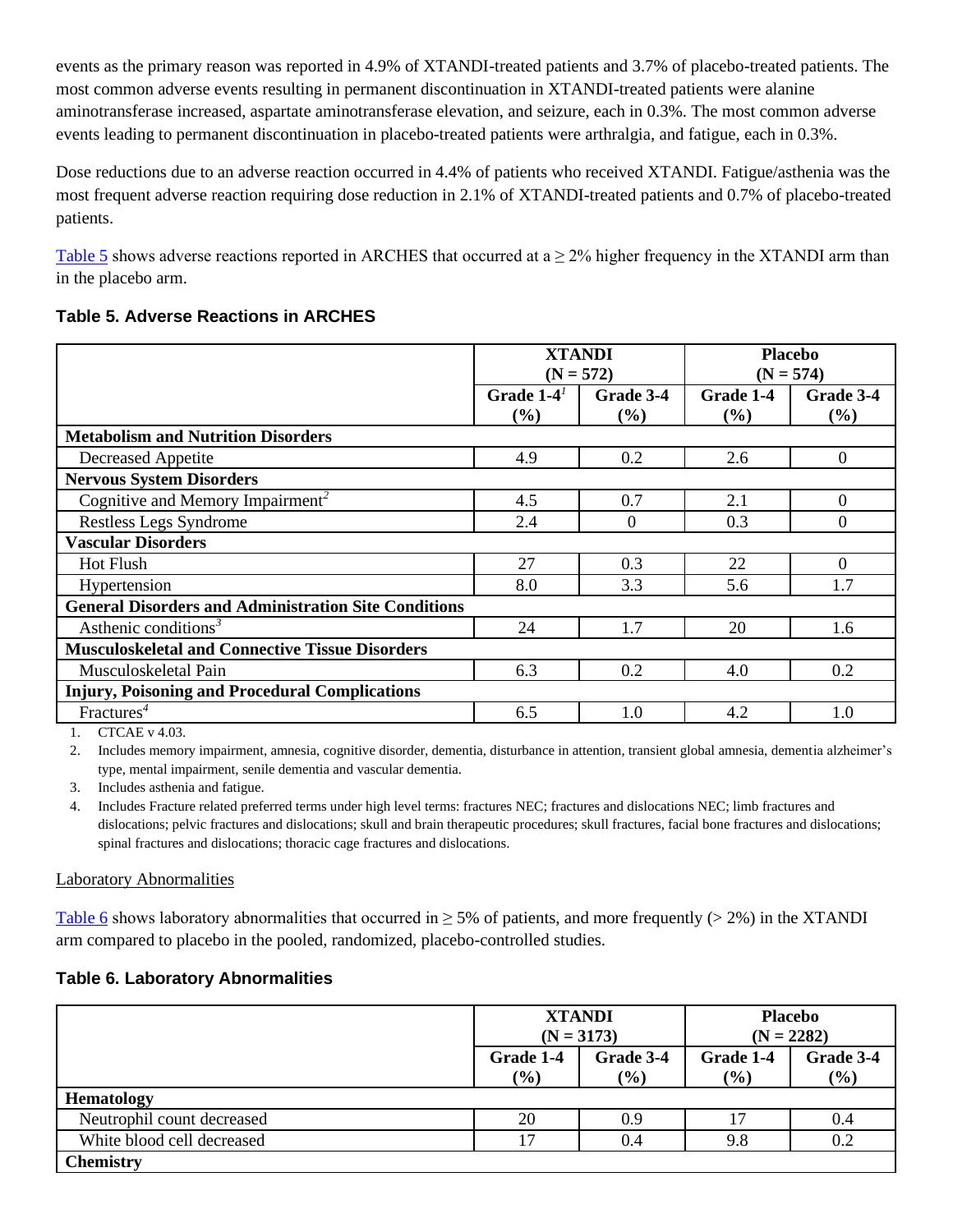events as the primary reason was reported in 4.9% of XTANDI-treated patients and 3.7% of placebo-treated patients. The most common adverse events resulting in permanent discontinuation in XTANDI-treated patients were alanine aminotransferase increased, aspartate aminotransferase elevation, and seizure, each in 0.3%. The most common adverse events leading to permanent discontinuation in placebo-treated patients were arthralgia, and fatigue, each in 0.3%.

Dose reductions due to an adverse reaction occurred in 4.4% of patients who received XTANDI. Fatigue/asthenia was the most frequent adverse reaction requiring dose reduction in 2.1% of XTANDI-treated patients and 0.7% of placebo-treated patients.

Table 5 shows adverse reactions reported in ARCHES that occurred at a ≥ 2% higher frequency in the XTANDI arm than in the placebo arm.

**Table 5. Adverse Reactions in ARCHES**

| | XTANDI (N = 572) | | Placebo (N = 574) | |
|---|---|---|---|---|
| | Grade 1-4[1] (%) | Grade 3-4 (%) | Grade 1-4 (%) | Grade 3-4 (%) |
| **Metabolism and Nutrition Disorders** | | | | |
| Decreased Appetite | 4.9 | 0.2 | 2.6 | 0 |
| **Nervous System Disorders** | | | | |
| Cognitive and Memory Impairment[2] | 4.5 | 0.7 | 2.1 | 0 |
| Restless Legs Syndrome | 2.4 | 0 | 0.3 | 0 |
| **Vascular Disorders** | | | | |
| Hot Flush | 27 | 0.3 | 22 | 0 |
| Hypertension | 8.0 | 3.3 | 5.6 | 1.7 |
| **General Disorders and Administration Site Conditions** | | | | |
| Asthenic conditions[3] | 24 | 1.7 | 20 | 1.6 |
| **Musculoskeletal and Connective Tissue Disorders** | | | | |
| Musculoskeletal Pain | 6.3 | 0.2 | 4.0 | 0.2 |
| **Injury, Poisoning and Procedural Complications** | | | | |
| Fractures[4] | 6.5 | 1.0 | 4.2 | 1.0 |

1. CTCAE v 4.03.
2. Includes memory impairment, amnesia, cognitive disorder, dementia, disturbance in attention, transient global amnesia, dementia alzheimer's type, mental impairment, senile dementia and vascular dementia.
3. Includes asthenia and fatigue.
4. Includes Fracture related preferred terms under high level terms: fractures NEC; fractures and dislocations NEC; limb fractures and dislocations; pelvic fractures and dislocations; skull and brain therapeutic procedures; skull fractures, facial bone fractures and dislocations; spinal fractures and dislocations; thoracic cage fractures and dislocations.

Laboratory Abnormalities

Table 6 shows laboratory abnormalities that occurred in ≥ 5% of patients, and more frequently (> 2%) in the XTANDI arm compared to placebo in the pooled, randomized, placebo-controlled studies.

**Table 6. Laboratory Abnormalities**

| | XTANDI (N = 3173) | | Placebo (N = 2282) | |
|---|---|---|---|---|
| | Grade 1-4 (%) | Grade 3-4 (%) | Grade 1-4 (%) | Grade 3-4 (%) |
| **Hematology** | | | | |
| Neutrophil count decreased | 20 | 0.9 | 17 | 0.4 |
| White blood cell decreased | 17 | 0.4 | 9.8 | 0.2 |
| **Chemistry** | | | | |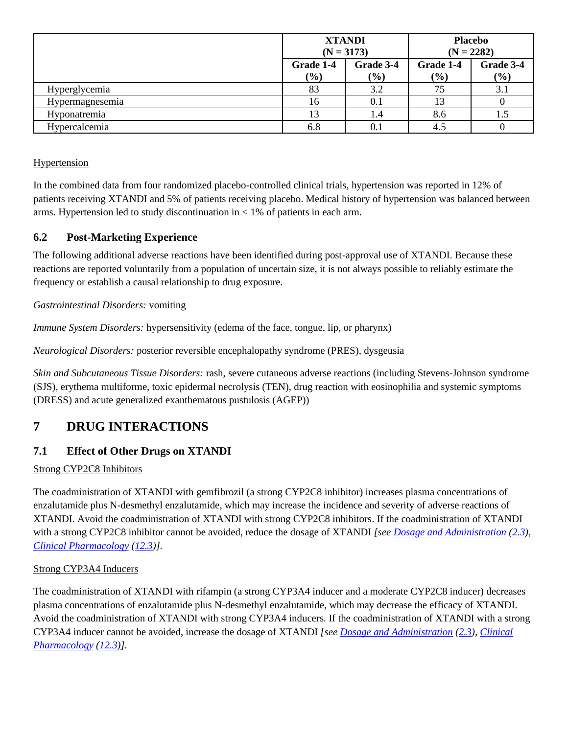| | XTANDI (N = 3173) | | Placebo (N = 2282) | |
|---|---|---|---|---|
| | Grade 1-4 (%) | Grade 3-4 (%) | Grade 1-4 (%) | Grade 3-4 (%) |
| Hyperglycemia | 83 | 3.2 | 75 | 3.1 |
| Hypermagnesemia | 16 | 0.1 | 13 | 0 |
| Hyponatremia | 13 | 1.4 | 8.6 | 1.5 |
| Hypercalcemia | 6.8 | 0.1 | 4.5 | 0 |

Hypertension

In the combined data from four randomized placebo-controlled clinical trials, hypertension was reported in 12% of patients receiving XTANDI and 5% of patients receiving placebo. Medical history of hypertension was balanced between arms. Hypertension led to study discontinuation in < 1% of patients in each arm.

### 6.2 Post-Marketing Experience

The following additional adverse reactions have been identified during post-approval use of XTANDI. Because these reactions are reported voluntarily from a population of uncertain size, it is not always possible to reliably estimate the frequency or establish a causal relationship to drug exposure.

*Gastrointestinal Disorders:* vomiting

*Immune System Disorders:* hypersensitivity (edema of the face, tongue, lip, or pharynx)

*Neurological Disorders:* posterior reversible encephalopathy syndrome (PRES), dysgeusia

*Skin and Subcutaneous Tissue Disorders:* rash, severe cutaneous adverse reactions (including Stevens-Johnson syndrome (SJS), erythema multiforme, toxic epidermal necrolysis (TEN), drug reaction with eosinophilia and systemic symptoms (DRESS) and acute generalized exanthematous pustulosis (AGEP))

## 7 DRUG INTERACTIONS

### 7.1 Effect of Other Drugs on XTANDI

Strong CYP2C8 Inhibitors

The coadministration of XTANDI with gemfibrozil (a strong CYP2C8 inhibitor) increases plasma concentrations of enzalutamide plus N-desmethyl enzalutamide, which may increase the incidence and severity of adverse reactions of XTANDI. Avoid the coadministration of XTANDI with strong CYP2C8 inhibitors. If the coadministration of XTANDI with a strong CYP2C8 inhibitor cannot be avoided, reduce the dosage of XTANDI *[see Dosage and Administration (2.3), Clinical Pharmacology (12.3)]*.

Strong CYP3A4 Inducers

The coadministration of XTANDI with rifampin (a strong CYP3A4 inducer and a moderate CYP2C8 inducer) decreases plasma concentrations of enzalutamide plus N-desmethyl enzalutamide, which may decrease the efficacy of XTANDI. Avoid the coadministration of XTANDI with strong CYP3A4 inducers. If the coadministration of XTANDI with a strong CYP3A4 inducer cannot be avoided, increase the dosage of XTANDI *[see Dosage and Administration (2.3), Clinical Pharmacology (12.3)]*.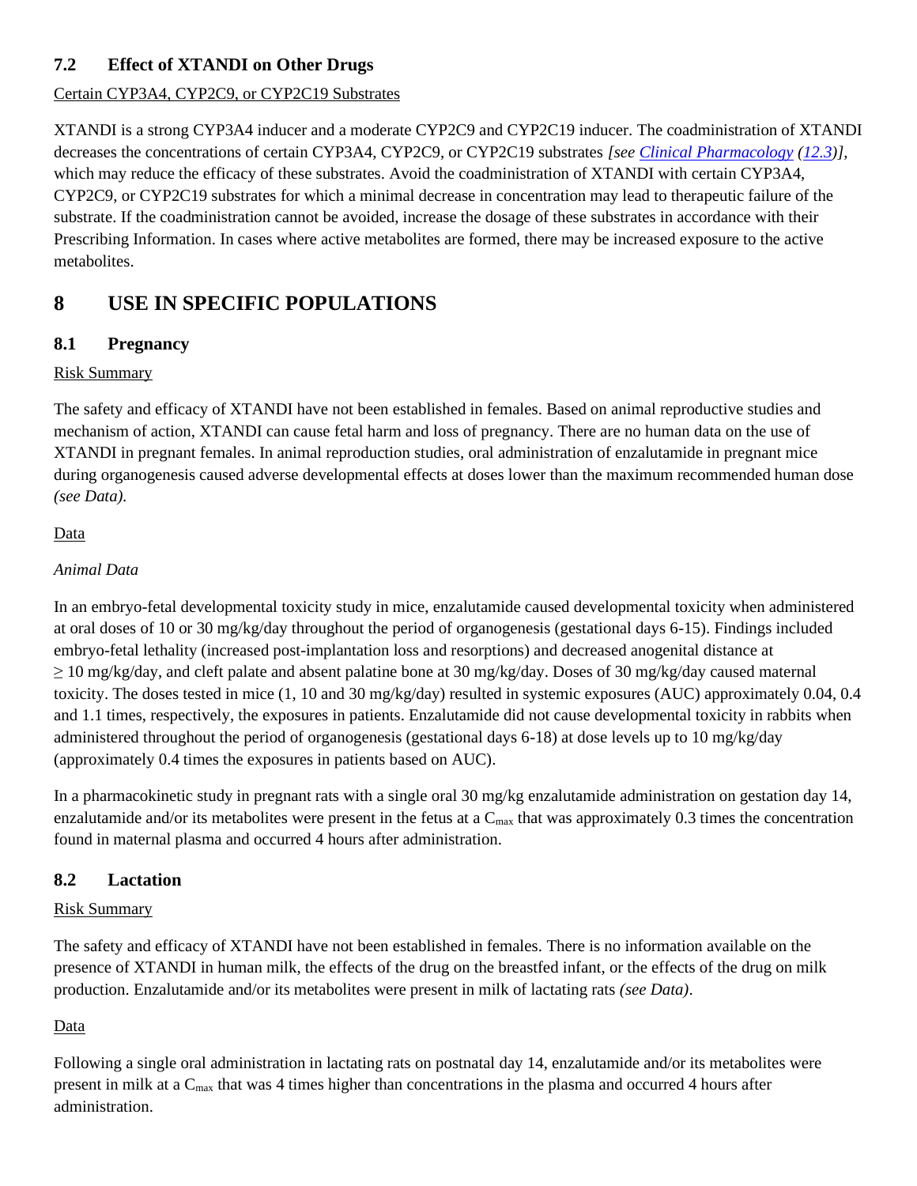### 7.2 Effect of XTANDI on Other Drugs

Certain CYP3A4, CYP2C9, or CYP2C19 Substrates

XTANDI is a strong CYP3A4 inducer and a moderate CYP2C9 and CYP2C19 inducer. The coadministration of XTANDI decreases the concentrations of certain CYP3A4, CYP2C9, or CYP2C19 substrates *[see Clinical Pharmacology (12.3)]*, which may reduce the efficacy of these substrates. Avoid the coadministration of XTANDI with certain CYP3A4, CYP2C9, or CYP2C19 substrates for which a minimal decrease in concentration may lead to therapeutic failure of the substrate. If the coadministration cannot be avoided, increase the dosage of these substrates in accordance with their Prescribing Information. In cases where active metabolites are formed, there may be increased exposure to the active metabolites.

## 8 USE IN SPECIFIC POPULATIONS

### 8.1 Pregnancy

Risk Summary

The safety and efficacy of XTANDI have not been established in females. Based on animal reproductive studies and mechanism of action, XTANDI can cause fetal harm and loss of pregnancy. There are no human data on the use of XTANDI in pregnant females. In animal reproduction studies, oral administration of enzalutamide in pregnant mice during organogenesis caused adverse developmental effects at doses lower than the maximum recommended human dose *(see Data).*

Data

*Animal Data*

In an embryo-fetal developmental toxicity study in mice, enzalutamide caused developmental toxicity when administered at oral doses of 10 or 30 mg/kg/day throughout the period of organogenesis (gestational days 6-15). Findings included embryo-fetal lethality (increased post-implantation loss and resorptions) and decreased anogenital distance at $\geq$ 10 mg/kg/day, and cleft palate and absent palatine bone at 30 mg/kg/day. Doses of 30 mg/kg/day caused maternal toxicity. The doses tested in mice (1, 10 and 30 mg/kg/day) resulted in systemic exposures (AUC) approximately 0.04, 0.4 and 1.1 times, respectively, the exposures in patients. Enzalutamide did not cause developmental toxicity in rabbits when administered throughout the period of organogenesis (gestational days 6-18) at dose levels up to 10 mg/kg/day (approximately 0.4 times the exposures in patients based on AUC).

In a pharmacokinetic study in pregnant rats with a single oral 30 mg/kg enzalutamide administration on gestation day 14, enzalutamide and/or its metabolites were present in the fetus at a $C_{max}$ that was approximately 0.3 times the concentration found in maternal plasma and occurred 4 hours after administration.

### 8.2 Lactation

Risk Summary

The safety and efficacy of XTANDI have not been established in females. There is no information available on the presence of XTANDI in human milk, the effects of the drug on the breastfed infant, or the effects of the drug on milk production. Enzalutamide and/or its metabolites were present in milk of lactating rats *(see Data)*.

Data

Following a single oral administration in lactating rats on postnatal day 14, enzalutamide and/or its metabolites were present in milk at a $C_{max}$ that was 4 times higher than concentrations in the plasma and occurred 4 hours after administration.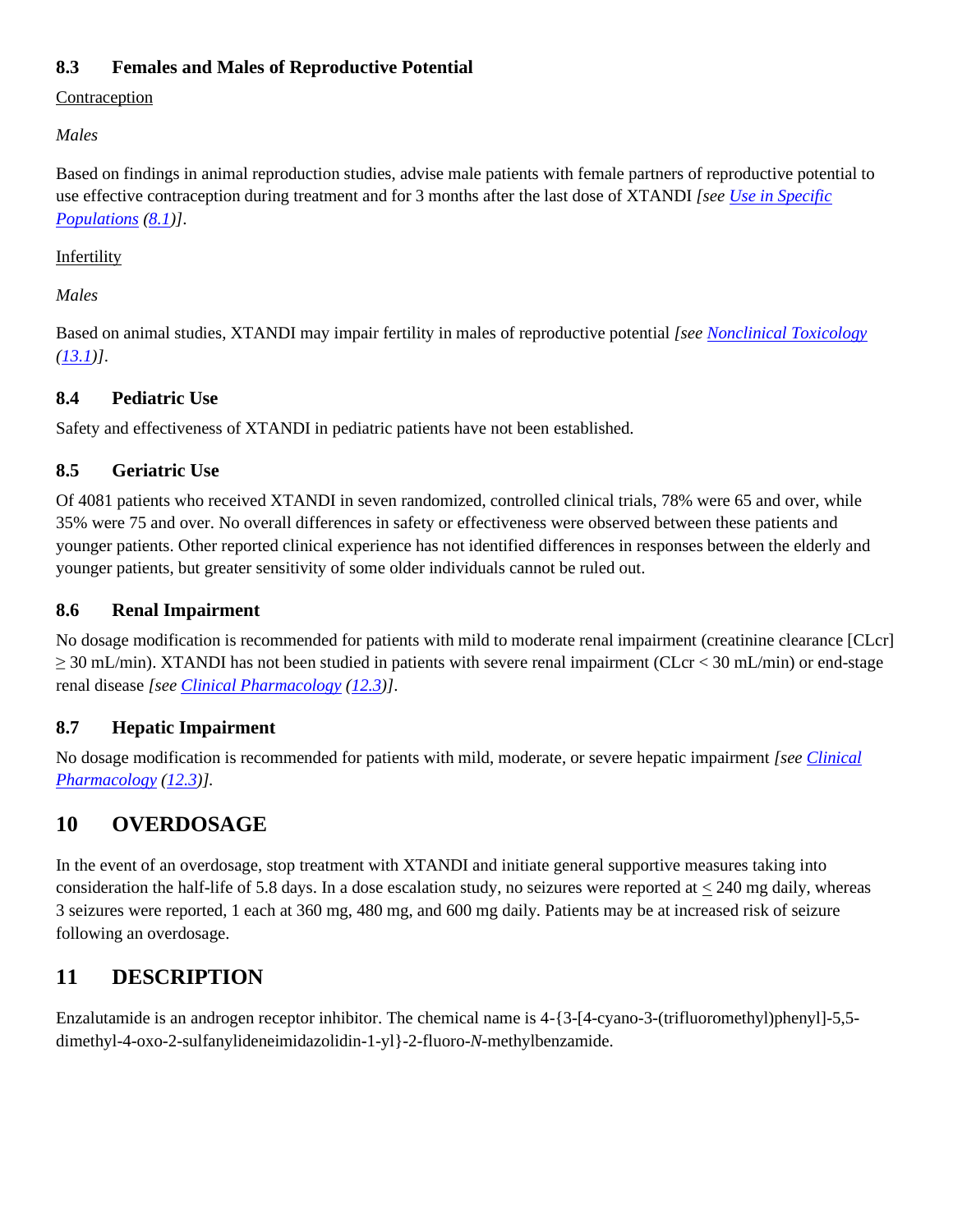### 8.3 Females and Males of Reproductive Potential

Contraception

*Males*

Based on findings in animal reproduction studies, advise male patients with female partners of reproductive potential to use effective contraception during treatment and for 3 months after the last dose of XTANDI *[see Use in Specific Populations (8.1)]*.

Infertility

*Males*

Based on animal studies, XTANDI may impair fertility in males of reproductive potential *[see Nonclinical Toxicology (13.1)]*.

### 8.4 Pediatric Use

Safety and effectiveness of XTANDI in pediatric patients have not been established.

### 8.5 Geriatric Use

Of 4081 patients who received XTANDI in seven randomized, controlled clinical trials, 78% were 65 and over, while 35% were 75 and over. No overall differences in safety or effectiveness were observed between these patients and younger patients. Other reported clinical experience has not identified differences in responses between the elderly and younger patients, but greater sensitivity of some older individuals cannot be ruled out.

### 8.6 Renal Impairment

No dosage modification is recommended for patients with mild to moderate renal impairment (creatinine clearance [CLcr] ≥ 30 mL/min). XTANDI has not been studied in patients with severe renal impairment (CLcr < 30 mL/min) or end-stage renal disease *[see Clinical Pharmacology (12.3)]*.

### 8.7 Hepatic Impairment

No dosage modification is recommended for patients with mild, moderate, or severe hepatic impairment *[see Clinical Pharmacology (12.3)]*.

## 10 OVERDOSAGE

In the event of an overdosage, stop treatment with XTANDI and initiate general supportive measures taking into consideration the half-life of 5.8 days. In a dose escalation study, no seizures were reported at ≤ 240 mg daily, whereas 3 seizures were reported, 1 each at 360 mg, 480 mg, and 600 mg daily. Patients may be at increased risk of seizure following an overdosage.

## 11 DESCRIPTION

Enzalutamide is an androgen receptor inhibitor. The chemical name is 4-{3-[4-cyano-3-(trifluoromethyl)phenyl]-5,5-dimethyl-4-oxo-2-sulfanylideneimidazolidin-1-yl}-2-fluoro-*N*-methylbenzamide.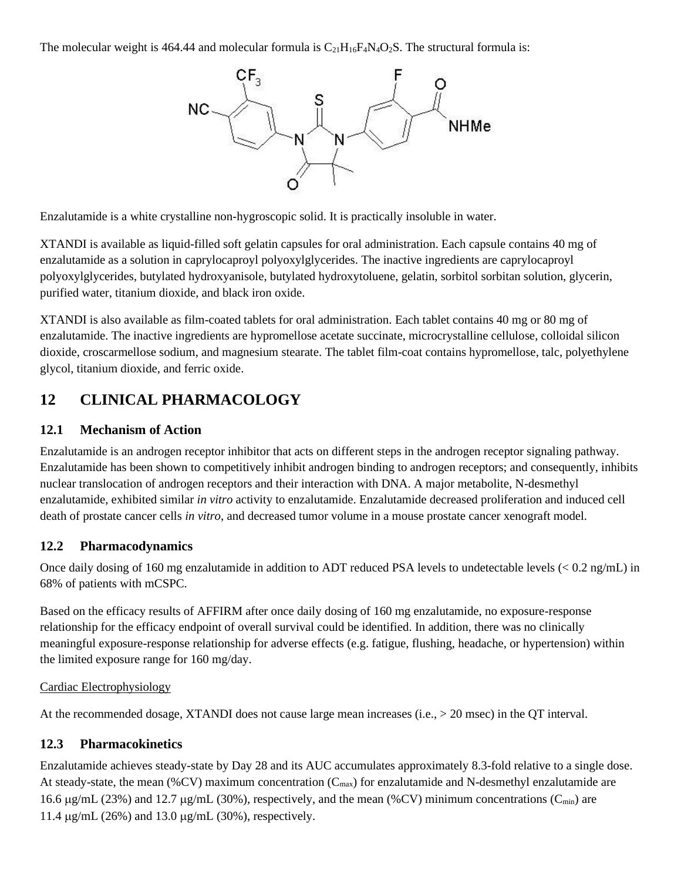The molecular weight is 464.44 and molecular formula is $C_{21}H_{16}F_4N_4O_2S$. The structural formula is:

Enzalutamide is a white crystalline non-hygroscopic solid. It is practically insoluble in water.

XTANDI is available as liquid-filled soft gelatin capsules for oral administration. Each capsule contains 40 mg of enzalutamide as a solution in caprylocaproyl polyoxylglycerides. The inactive ingredients are caprylocaproyl polyoxylglycerides, butylated hydroxyanisole, butylated hydroxytoluene, gelatin, sorbitol sorbitan solution, glycerin, purified water, titanium dioxide, and black iron oxide.

XTANDI is also available as film-coated tablets for oral administration. Each tablet contains 40 mg or 80 mg of enzalutamide. The inactive ingredients are hypromellose acetate succinate, microcrystalline cellulose, colloidal silicon dioxide, croscarmellose sodium, and magnesium stearate. The tablet film-coat contains hypromellose, talc, polyethylene glycol, titanium dioxide, and ferric oxide.

## 12 CLINICAL PHARMACOLOGY

### 12.1 Mechanism of Action

Enzalutamide is an androgen receptor inhibitor that acts on different steps in the androgen receptor signaling pathway. Enzalutamide has been shown to competitively inhibit androgen binding to androgen receptors; and consequently, inhibits nuclear translocation of androgen receptors and their interaction with DNA. A major metabolite, N-desmethyl enzalutamide, exhibited similar *in vitro* activity to enzalutamide. Enzalutamide decreased proliferation and induced cell death of prostate cancer cells *in vitro*, and decreased tumor volume in a mouse prostate cancer xenograft model.

### 12.2 Pharmacodynamics

Once daily dosing of 160 mg enzalutamide in addition to ADT reduced PSA levels to undetectable levels (< 0.2 ng/mL) in 68% of patients with mCSPC.

Based on the efficacy results of AFFIRM after once daily dosing of 160 mg enzalutamide, no exposure-response relationship for the efficacy endpoint of overall survival could be identified. In addition, there was no clinically meaningful exposure-response relationship for adverse effects (e.g. fatigue, flushing, headache, or hypertension) within the limited exposure range for 160 mg/day.

<u>Cardiac Electrophysiology</u>

At the recommended dosage, XTANDI does not cause large mean increases (i.e., > 20 msec) in the QT interval.

### 12.3 Pharmacokinetics

Enzalutamide achieves steady-state by Day 28 and its AUC accumulates approximately 8.3-fold relative to a single dose. At steady-state, the mean (%CV) maximum concentration ($C_{max}$) for enzalutamide and N-desmethyl enzalutamide are 16.6 μg/mL (23%) and 12.7 μg/mL (30%), respectively, and the mean (%CV) minimum concentrations ($C_{min}$) are 11.4 μg/mL (26%) and 13.0 μg/mL (30%), respectively.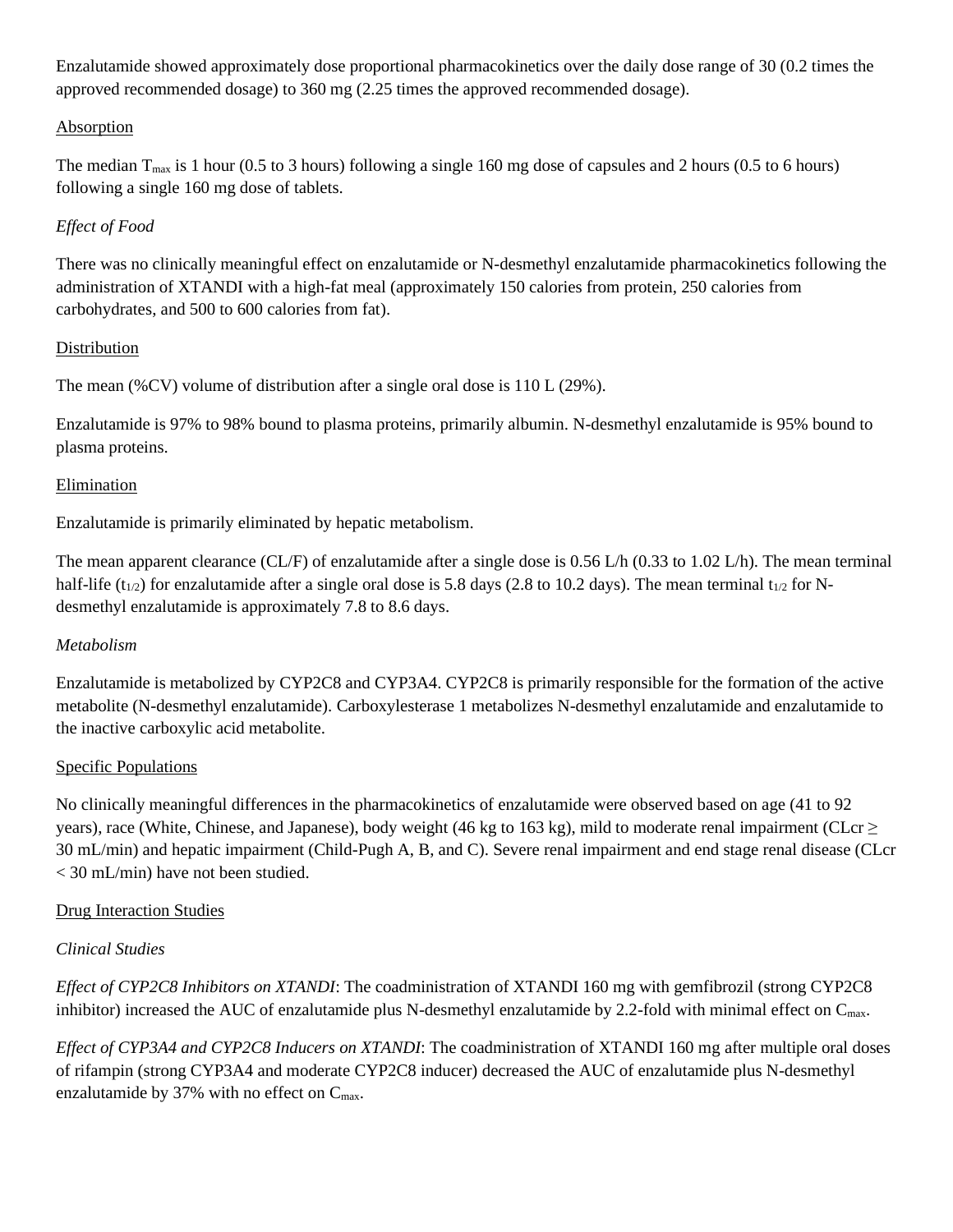Enzalutamide showed approximately dose proportional pharmacokinetics over the daily dose range of 30 (0.2 times the approved recommended dosage) to 360 mg (2.25 times the approved recommended dosage).

Absorption

The median $T_{max}$ is 1 hour (0.5 to 3 hours) following a single 160 mg dose of capsules and 2 hours (0.5 to 6 hours) following a single 160 mg dose of tablets.

*Effect of Food*

There was no clinically meaningful effect on enzalutamide or N-desmethyl enzalutamide pharmacokinetics following the administration of XTANDI with a high-fat meal (approximately 150 calories from protein, 250 calories from carbohydrates, and 500 to 600 calories from fat).

Distribution

The mean (%CV) volume of distribution after a single oral dose is 110 L (29%).

Enzalutamide is 97% to 98% bound to plasma proteins, primarily albumin. N-desmethyl enzalutamide is 95% bound to plasma proteins.

Elimination

Enzalutamide is primarily eliminated by hepatic metabolism.

The mean apparent clearance (CL/F) of enzalutamide after a single dose is 0.56 L/h (0.33 to 1.02 L/h). The mean terminal half-life ($t_{1/2}$) for enzalutamide after a single oral dose is 5.8 days (2.8 to 10.2 days). The mean terminal $t_{1/2}$ for N-desmethyl enzalutamide is approximately 7.8 to 8.6 days.

*Metabolism*

Enzalutamide is metabolized by CYP2C8 and CYP3A4. CYP2C8 is primarily responsible for the formation of the active metabolite (N-desmethyl enzalutamide). Carboxylesterase 1 metabolizes N-desmethyl enzalutamide and enzalutamide to the inactive carboxylic acid metabolite.

Specific Populations

No clinically meaningful differences in the pharmacokinetics of enzalutamide were observed based on age (41 to 92 years), race (White, Chinese, and Japanese), body weight (46 kg to 163 kg), mild to moderate renal impairment (CLcr ≥ 30 mL/min) and hepatic impairment (Child-Pugh A, B, and C). Severe renal impairment and end stage renal disease (CLcr < 30 mL/min) have not been studied.

Drug Interaction Studies

*Clinical Studies*

*Effect of CYP2C8 Inhibitors on XTANDI*: The coadministration of XTANDI 160 mg with gemfibrozil (strong CYP2C8 inhibitor) increased the AUC of enzalutamide plus N-desmethyl enzalutamide by 2.2-fold with minimal effect on $C_{max}$.

*Effect of CYP3A4 and CYP2C8 Inducers on XTANDI*: The coadministration of XTANDI 160 mg after multiple oral doses of rifampin (strong CYP3A4 and moderate CYP2C8 inducer) decreased the AUC of enzalutamide plus N-desmethyl enzalutamide by 37% with no effect on $C_{max}$.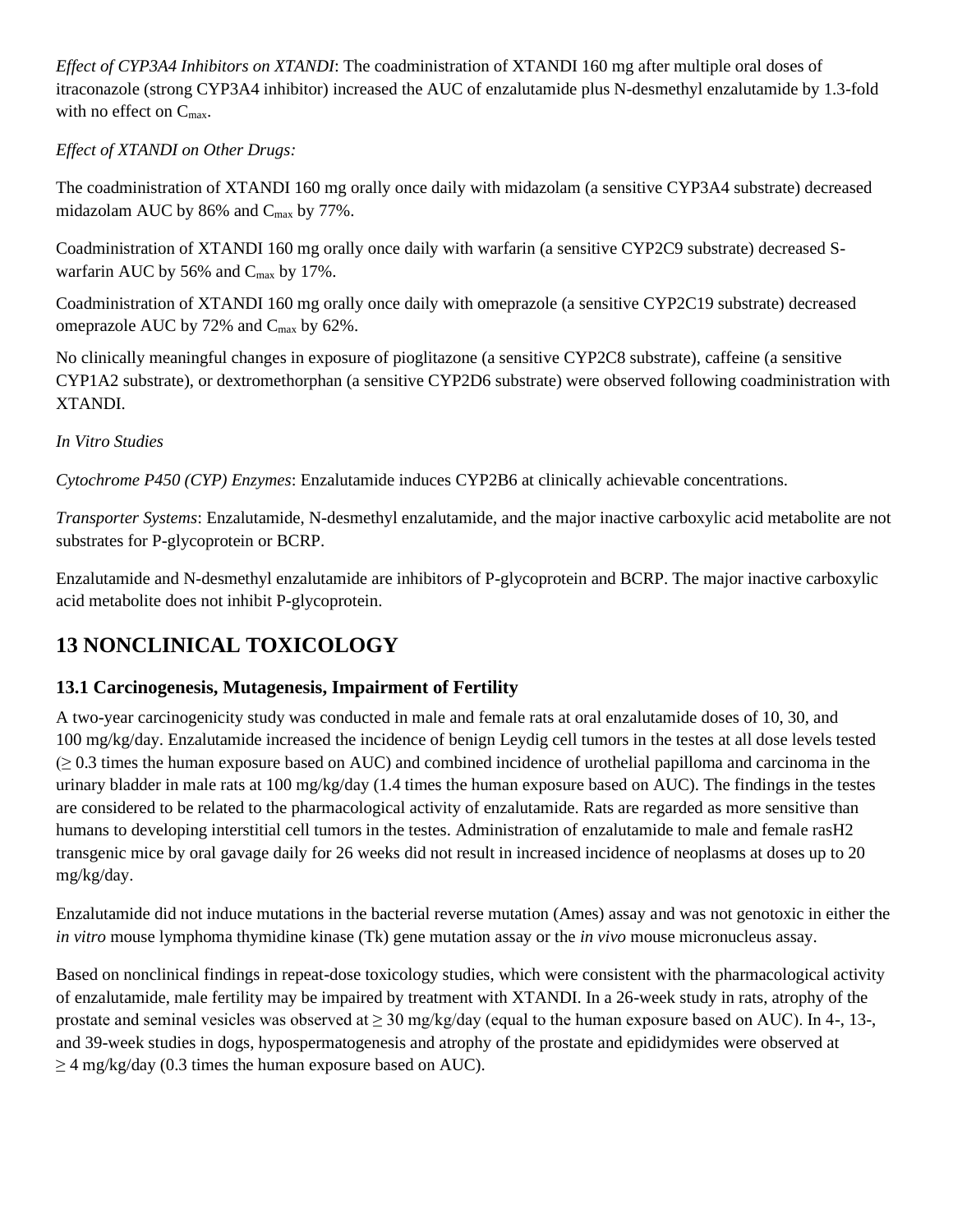*Effect of CYP3A4 Inhibitors on XTANDI*: The coadministration of XTANDI 160 mg after multiple oral doses of itraconazole (strong CYP3A4 inhibitor) increased the AUC of enzalutamide plus N-desmethyl enzalutamide by 1.3-fold with no effect on $C_{max}$.

*Effect of XTANDI on Other Drugs:*

The coadministration of XTANDI 160 mg orally once daily with midazolam (a sensitive CYP3A4 substrate) decreased midazolam AUC by 86% and $C_{max}$ by 77%.

Coadministration of XTANDI 160 mg orally once daily with warfarin (a sensitive CYP2C9 substrate) decreased S-warfarin AUC by 56% and $C_{max}$ by 17%.

Coadministration of XTANDI 160 mg orally once daily with omeprazole (a sensitive CYP2C19 substrate) decreased omeprazole AUC by 72% and $C_{max}$ by 62%.

No clinically meaningful changes in exposure of pioglitazone (a sensitive CYP2C8 substrate), caffeine (a sensitive CYP1A2 substrate), or dextromethorphan (a sensitive CYP2D6 substrate) were observed following coadministration with XTANDI.

*In Vitro Studies*

*Cytochrome P450 (CYP) Enzymes*: Enzalutamide induces CYP2B6 at clinically achievable concentrations.

*Transporter Systems*: Enzalutamide, N-desmethyl enzalutamide, and the major inactive carboxylic acid metabolite are not substrates for P-glycoprotein or BCRP.

Enzalutamide and N-desmethyl enzalutamide are inhibitors of P-glycoprotein and BCRP. The major inactive carboxylic acid metabolite does not inhibit P-glycoprotein.

# 13 NONCLINICAL TOXICOLOGY

## 13.1 Carcinogenesis, Mutagenesis, Impairment of Fertility

A two-year carcinogenicity study was conducted in male and female rats at oral enzalutamide doses of 10, 30, and 100 mg/kg/day. Enzalutamide increased the incidence of benign Leydig cell tumors in the testes at all dose levels tested ($\geq$ 0.3 times the human exposure based on AUC) and combined incidence of urothelial papilloma and carcinoma in the urinary bladder in male rats at 100 mg/kg/day (1.4 times the human exposure based on AUC). The findings in the testes are considered to be related to the pharmacological activity of enzalutamide. Rats are regarded as more sensitive than humans to developing interstitial cell tumors in the testes. Administration of enzalutamide to male and female rasH2 transgenic mice by oral gavage daily for 26 weeks did not result in increased incidence of neoplasms at doses up to 20 mg/kg/day.

Enzalutamide did not induce mutations in the bacterial reverse mutation (Ames) assay and was not genotoxic in either the *in vitro* mouse lymphoma thymidine kinase (Tk) gene mutation assay or the *in vivo* mouse micronucleus assay.

Based on nonclinical findings in repeat-dose toxicology studies, which were consistent with the pharmacological activity of enzalutamide, male fertility may be impaired by treatment with XTANDI. In a 26-week study in rats, atrophy of the prostate and seminal vesicles was observed at $\geq$ 30 mg/kg/day (equal to the human exposure based on AUC). In 4-, 13-, and 39-week studies in dogs, hypospermatogenesis and atrophy of the prostate and epididymides were observed at $\geq$ 4 mg/kg/day (0.3 times the human exposure based on AUC).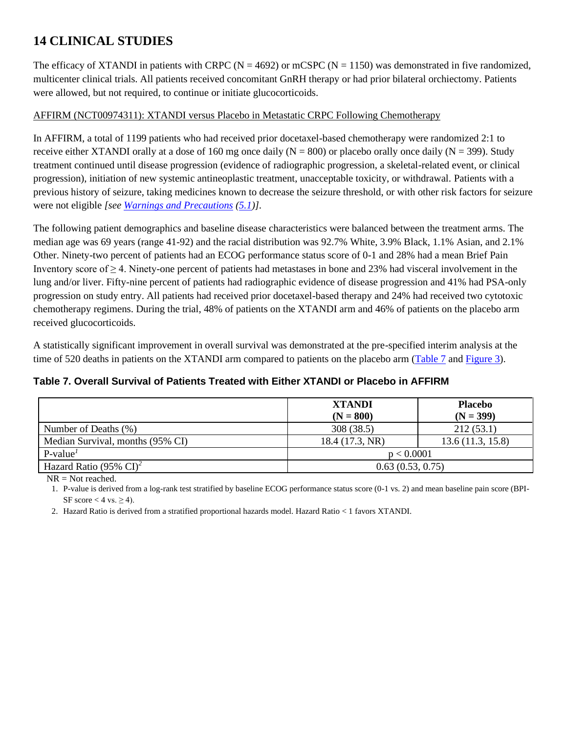# 14 CLINICAL STUDIES

The efficacy of XTANDI in patients with CRPC (N = 4692) or mCSPC (N = 1150) was demonstrated in five randomized, multicenter clinical trials. All patients received concomitant GnRH therapy or had prior bilateral orchiectomy. Patients were allowed, but not required, to continue or initiate glucocorticoids.

AFFIRM (NCT00974311): XTANDI versus Placebo in Metastatic CRPC Following Chemotherapy

In AFFIRM, a total of 1199 patients who had received prior docetaxel-based chemotherapy were randomized 2:1 to receive either XTANDI orally at a dose of 160 mg once daily (N = 800) or placebo orally once daily (N = 399). Study treatment continued until disease progression (evidence of radiographic progression, a skeletal-related event, or clinical progression), initiation of new systemic antineoplastic treatment, unacceptable toxicity, or withdrawal. Patients with a previous history of seizure, taking medicines known to decrease the seizure threshold, or with other risk factors for seizure were not eligible *[see Warnings and Precautions (5.1)]*.

The following patient demographics and baseline disease characteristics were balanced between the treatment arms. The median age was 69 years (range 41-92) and the racial distribution was 92.7% White, 3.9% Black, 1.1% Asian, and 2.1% Other. Ninety-two percent of patients had an ECOG performance status score of 0-1 and 28% had a mean Brief Pain Inventory score of ≥ 4. Ninety-one percent of patients had metastases in bone and 23% had visceral involvement in the lung and/or liver. Fifty-nine percent of patients had radiographic evidence of disease progression and 41% had PSA-only progression on study entry. All patients had received prior docetaxel-based therapy and 24% had received two cytotoxic chemotherapy regimens. During the trial, 48% of patients on the XTANDI arm and 46% of patients on the placebo arm received glucocorticoids.

A statistically significant improvement in overall survival was demonstrated at the pre-specified interim analysis at the time of 520 deaths in patients on the XTANDI arm compared to patients on the placebo arm (Table 7 and Figure 3).

**Table 7. Overall Survival of Patients Treated with Either XTANDI or Placebo in AFFIRM**

| | XTANDI (N = 800) | Placebo (N = 399) |
|---|---|---|
| Number of Deaths (%) | 308 (38.5) | 212 (53.1) |
| Median Survival, months (95% CI) | 18.4 (17.3, NR) | 13.6 (11.3, 15.8) |
| P-value[1] | $p < 0.0001$ | |
| Hazard Ratio (95% CI)[2] | 0.63 (0.53, 0.75) | |

NR = Not reached.

1. P-value is derived from a log-rank test stratified by baseline ECOG performance status score (0-1 vs. 2) and mean baseline pain score (BPI-SF score < 4 vs. ≥ 4).
2. Hazard Ratio is derived from a stratified proportional hazards model. Hazard Ratio < 1 favors XTANDI.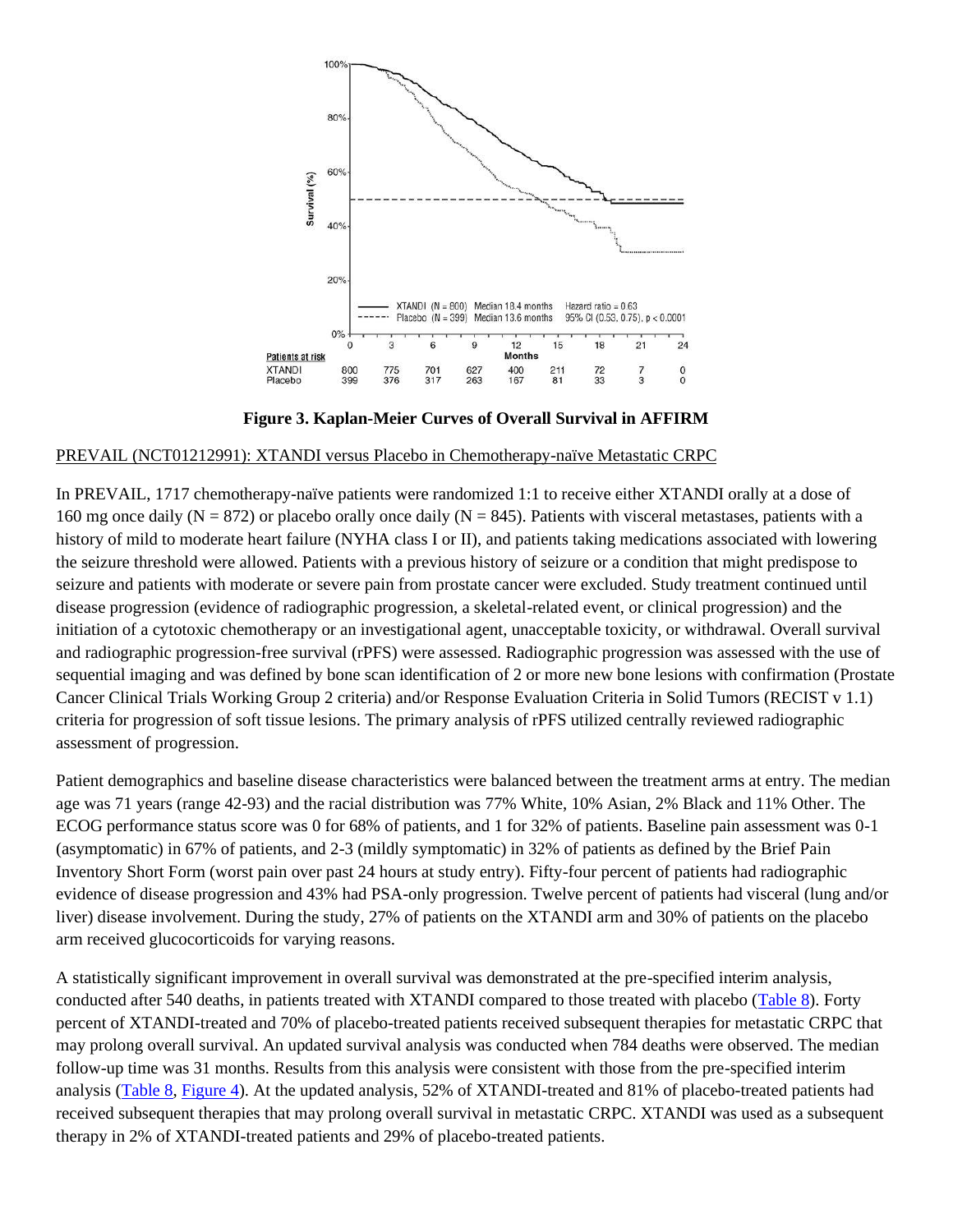| Patients at risk | 0 | 3 | 6 | 9 | 12 | 15 | 18 | 21 | 24 |
|---|---|---|---|---|---|---|---|---|---|
| XTANDI | 800 | 775 | 701 | 627 | 400 | 211 | 72 | 7 | 0 |
| Placebo | 399 | 376 | 317 | 263 | 167 | 81 | 33 | 3 | 0 |

XTANDI (N = 800) Median 18.4 months; Placebo (N = 399) Median 13.6 months; Hazard ratio = 0.63; 95% CI (0.53, 0.75), p < 0.0001

**Figure 3. Kaplan-Meier Curves of Overall Survival in AFFIRM**

PREVAIL (NCT01212991): XTANDI versus Placebo in Chemotherapy-naïve Metastatic CRPC

In PREVAIL, 1717 chemotherapy-naïve patients were randomized 1:1 to receive either XTANDI orally at a dose of 160 mg once daily (N = 872) or placebo orally once daily (N = 845). Patients with visceral metastases, patients with a history of mild to moderate heart failure (NYHA class I or II), and patients taking medications associated with lowering the seizure threshold were allowed. Patients with a previous history of seizure or a condition that might predispose to seizure and patients with moderate or severe pain from prostate cancer were excluded. Study treatment continued until disease progression (evidence of radiographic progression, a skeletal-related event, or clinical progression) and the initiation of a cytotoxic chemotherapy or an investigational agent, unacceptable toxicity, or withdrawal. Overall survival and radiographic progression-free survival (rPFS) were assessed. Radiographic progression was assessed with the use of sequential imaging and was defined by bone scan identification of 2 or more new bone lesions with confirmation (Prostate Cancer Clinical Trials Working Group 2 criteria) and/or Response Evaluation Criteria in Solid Tumors (RECIST v 1.1) criteria for progression of soft tissue lesions. The primary analysis of rPFS utilized centrally reviewed radiographic assessment of progression.

Patient demographics and baseline disease characteristics were balanced between the treatment arms at entry. The median age was 71 years (range 42-93) and the racial distribution was 77% White, 10% Asian, 2% Black and 11% Other. The ECOG performance status score was 0 for 68% of patients, and 1 for 32% of patients. Baseline pain assessment was 0-1 (asymptomatic) in 67% of patients, and 2-3 (mildly symptomatic) in 32% of patients as defined by the Brief Pain Inventory Short Form (worst pain over past 24 hours at study entry). Fifty-four percent of patients had radiographic evidence of disease progression and 43% had PSA-only progression. Twelve percent of patients had visceral (lung and/or liver) disease involvement. During the study, 27% of patients on the XTANDI arm and 30% of patients on the placebo arm received glucocorticoids for varying reasons.

A statistically significant improvement in overall survival was demonstrated at the pre-specified interim analysis, conducted after 540 deaths, in patients treated with XTANDI compared to those treated with placebo (Table 8). Forty percent of XTANDI-treated and 70% of placebo-treated patients received subsequent therapies for metastatic CRPC that may prolong overall survival. An updated survival analysis was conducted when 784 deaths were observed. The median follow-up time was 31 months. Results from this analysis were consistent with those from the pre-specified interim analysis (Table 8, Figure 4). At the updated analysis, 52% of XTANDI-treated and 81% of placebo-treated patients had received subsequent therapies that may prolong overall survival in metastatic CRPC. XTANDI was used as a subsequent therapy in 2% of XTANDI-treated patients and 29% of placebo-treated patients.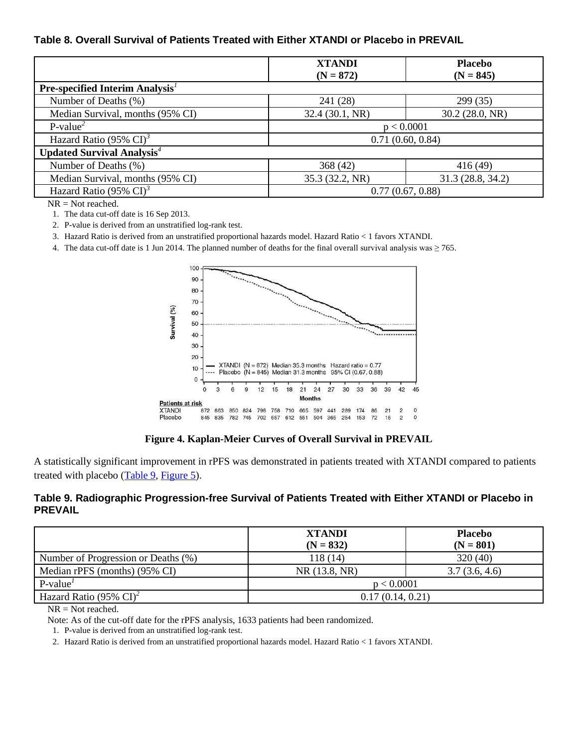**Table 8. Overall Survival of Patients Treated with Either XTANDI or Placebo in PREVAIL**

| | XTANDI (N = 872) | Placebo (N = 845) |
|---|---|---|
| **Pre-specified Interim Analysis**[1] | | |
| Number of Deaths (%) | 241 (28) | 299 (35) |
| Median Survival, months (95% CI) | 32.4 (30.1, NR) | 30.2 (28.0, NR) |
| P-value[2] | $p < 0.0001$ | |
| Hazard Ratio (95% CI)[3] | 0.71 (0.60, 0.84) | |
| **Updated Survival Analysis**[4] | | |
| Number of Deaths (%) | 368 (42) | 416 (49) |
| Median Survival, months (95% CI) | 35.3 (32.2, NR) | 31.3 (28.8, 34.2) |
| Hazard Ratio (95% CI)[3] | 0.77 (0.67, 0.88) | |

NR = Not reached.

1. The data cut-off date is 16 Sep 2013.
2. P-value is derived from an unstratified log-rank test.
3. Hazard Ratio is derived from an unstratified proportional hazards model. Hazard Ratio < 1 favors XTANDI.
4. The data cut-off date is 1 Jun 2014. The planned number of deaths for the final overall survival analysis was ≥ 765.

**Figure 4. Kaplan-Meier Curves of Overall Survival in PREVAIL**

A statistically significant improvement in rPFS was demonstrated in patients treated with XTANDI compared to patients treated with placebo (Table 9, Figure 5).

**Table 9. Radiographic Progression-free Survival of Patients Treated with Either XTANDI or Placebo in PREVAIL**

| | XTANDI (N = 832) | Placebo (N = 801) |
|---|---|---|
| Number of Progression or Deaths (%) | 118 (14) | 320 (40) |
| Median rPFS (months) (95% CI) | NR (13.8, NR) | 3.7 (3.6, 4.6) |
| P-value[1] | $p < 0.0001$ | |
| Hazard Ratio (95% CI)[2] | 0.17 (0.14, 0.21) | |

NR = Not reached.

Note: As of the cut-off date for the rPFS analysis, 1633 patients had been randomized.

1. P-value is derived from an unstratified log-rank test.
2. Hazard Ratio is derived from an unstratified proportional hazards model. Hazard Ratio < 1 favors XTANDI.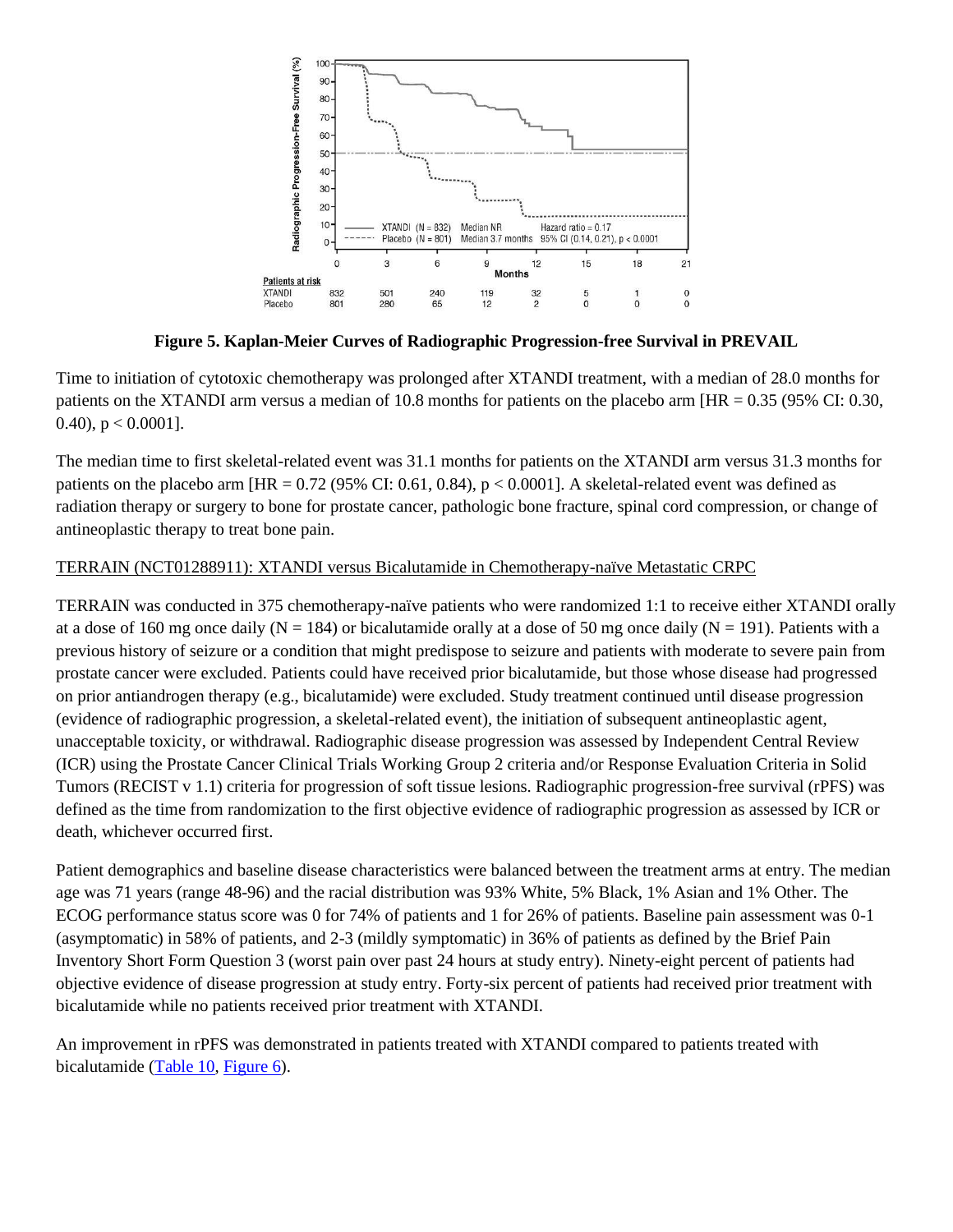**Figure 5. Kaplan-Meier Curves of Radiographic Progression-free Survival in PREVAIL**

Time to initiation of cytotoxic chemotherapy was prolonged after XTANDI treatment, with a median of 28.0 months for patients on the XTANDI arm versus a median of 10.8 months for patients on the placebo arm [HR = 0.35 (95% CI: 0.30, 0.40), p < 0.0001].

The median time to first skeletal-related event was 31.1 months for patients on the XTANDI arm versus 31.3 months for patients on the placebo arm [HR = 0.72 (95% CI: 0.61, 0.84), p < 0.0001]. A skeletal-related event was defined as radiation therapy or surgery to bone for prostate cancer, pathologic bone fracture, spinal cord compression, or change of antineoplastic therapy to treat bone pain.

TERRAIN (NCT01288911): XTANDI versus Bicalutamide in Chemotherapy-naïve Metastatic CRPC

TERRAIN was conducted in 375 chemotherapy-naïve patients who were randomized 1:1 to receive either XTANDI orally at a dose of 160 mg once daily (N = 184) or bicalutamide orally at a dose of 50 mg once daily (N = 191). Patients with a previous history of seizure or a condition that might predispose to seizure and patients with moderate to severe pain from prostate cancer were excluded. Patients could have received prior bicalutamide, but those whose disease had progressed on prior antiandrogen therapy (e.g., bicalutamide) were excluded. Study treatment continued until disease progression (evidence of radiographic progression, a skeletal-related event), the initiation of subsequent antineoplastic agent, unacceptable toxicity, or withdrawal. Radiographic disease progression was assessed by Independent Central Review (ICR) using the Prostate Cancer Clinical Trials Working Group 2 criteria and/or Response Evaluation Criteria in Solid Tumors (RECIST v 1.1) criteria for progression of soft tissue lesions. Radiographic progression-free survival (rPFS) was defined as the time from randomization to the first objective evidence of radiographic progression as assessed by ICR or death, whichever occurred first.

Patient demographics and baseline disease characteristics were balanced between the treatment arms at entry. The median age was 71 years (range 48-96) and the racial distribution was 93% White, 5% Black, 1% Asian and 1% Other. The ECOG performance status score was 0 for 74% of patients and 1 for 26% of patients. Baseline pain assessment was 0-1 (asymptomatic) in 58% of patients, and 2-3 (mildly symptomatic) in 36% of patients as defined by the Brief Pain Inventory Short Form Question 3 (worst pain over past 24 hours at study entry). Ninety-eight percent of patients had objective evidence of disease progression at study entry. Forty-six percent of patients had received prior treatment with bicalutamide while no patients received prior treatment with XTANDI.

An improvement in rPFS was demonstrated in patients treated with XTANDI compared to patients treated with bicalutamide (Table 10, Figure 6).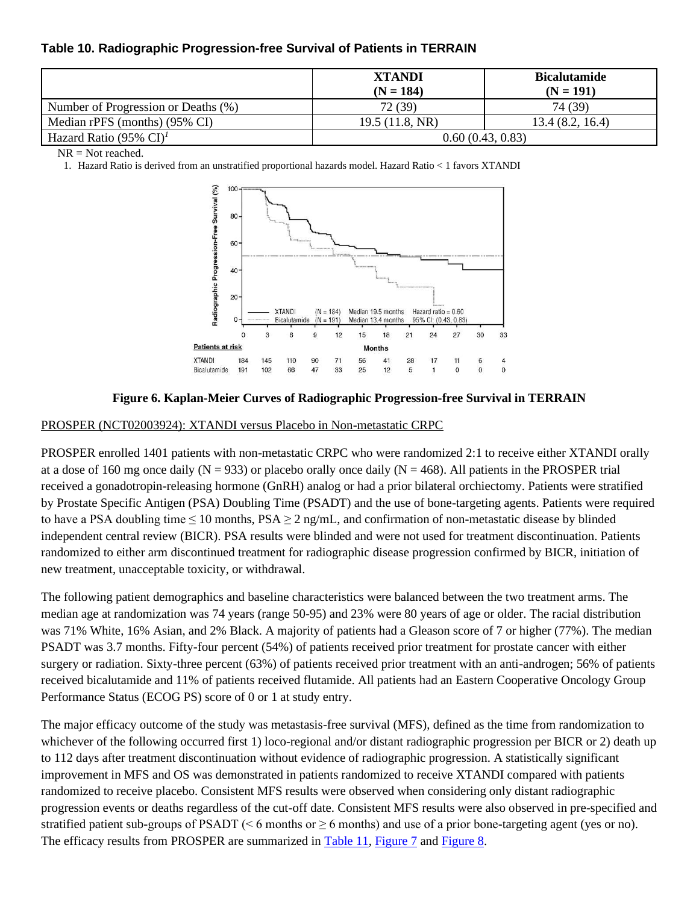**Table 10. Radiographic Progression-free Survival of Patients in TERRAIN**

| | XTANDI (N = 184) | Bicalutamide (N = 191) |
|---|---|---|
| Number of Progression or Deaths (%) | 72 (39) | 74 (39) |
| Median rPFS (months) (95% CI) | 19.5 (11.8, NR) | 13.4 (8.2, 16.4) |
| Hazard Ratio (95% CI)[1] | 0.60 (0.43, 0.83) | |

NR = Not reached.

1. Hazard Ratio is derived from an unstratified proportional hazards model. Hazard Ratio < 1 favors XTANDI

**Figure 6. Kaplan-Meier Curves of Radiographic Progression-free Survival in TERRAIN**

PROSPER (NCT02003924): XTANDI versus Placebo in Non-metastatic CRPC

PROSPER enrolled 1401 patients with non-metastatic CRPC who were randomized 2:1 to receive either XTANDI orally at a dose of 160 mg once daily (N = 933) or placebo orally once daily (N = 468). All patients in the PROSPER trial received a gonadotropin-releasing hormone (GnRH) analog or had a prior bilateral orchiectomy. Patients were stratified by Prostate Specific Antigen (PSA) Doubling Time (PSADT) and the use of bone-targeting agents. Patients were required to have a PSA doubling time ≤ 10 months, PSA ≥ 2 ng/mL, and confirmation of non-metastatic disease by blinded independent central review (BICR). PSA results were blinded and were not used for treatment discontinuation. Patients randomized to either arm discontinued treatment for radiographic disease progression confirmed by BICR, initiation of new treatment, unacceptable toxicity, or withdrawal.

The following patient demographics and baseline characteristics were balanced between the two treatment arms. The median age at randomization was 74 years (range 50-95) and 23% were 80 years of age or older. The racial distribution was 71% White, 16% Asian, and 2% Black. A majority of patients had a Gleason score of 7 or higher (77%). The median PSADT was 3.7 months. Fifty-four percent (54%) of patients received prior treatment for prostate cancer with either surgery or radiation. Sixty-three percent (63%) of patients received prior treatment with an anti-androgen; 56% of patients received bicalutamide and 11% of patients received flutamide. All patients had an Eastern Cooperative Oncology Group Performance Status (ECOG PS) score of 0 or 1 at study entry.

The major efficacy outcome of the study was metastasis-free survival (MFS), defined as the time from randomization to whichever of the following occurred first 1) loco-regional and/or distant radiographic progression per BICR or 2) death up to 112 days after treatment discontinuation without evidence of radiographic progression. A statistically significant improvement in MFS and OS was demonstrated in patients randomized to receive XTANDI compared with patients randomized to receive placebo. Consistent MFS results were observed when considering only distant radiographic progression events or deaths regardless of the cut-off date. Consistent MFS results were also observed in pre-specified and stratified patient sub-groups of PSADT (< 6 months or ≥ 6 months) and use of a prior bone-targeting agent (yes or no). The efficacy results from PROSPER are summarized in Table 11, Figure 7 and Figure 8.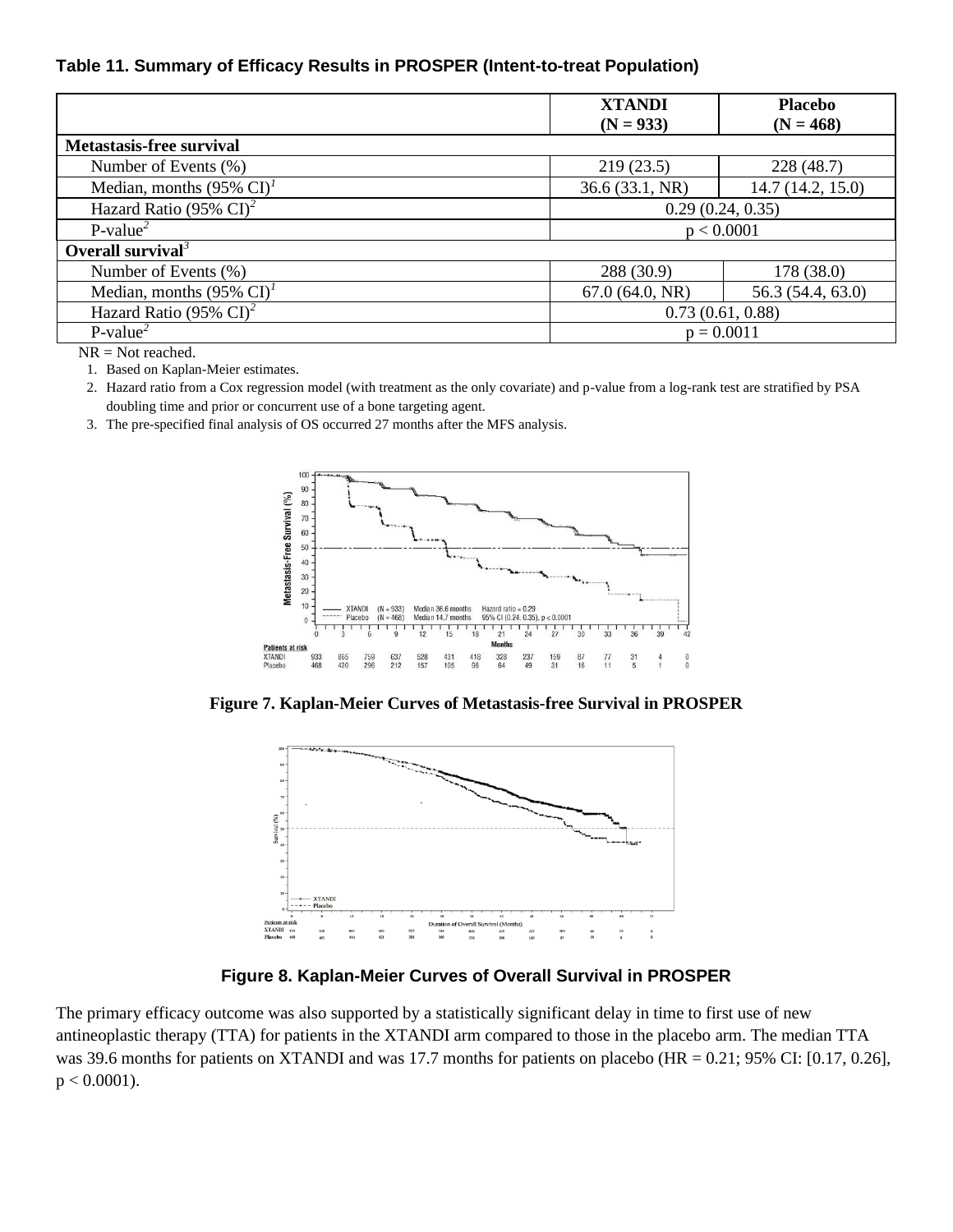**Table 11. Summary of Efficacy Results in PROSPER (Intent-to-treat Population)**

| | XTANDI (N = 933) | Placebo (N = 468) |
|---|---|---|
| **Metastasis-free survival** | | |
| Number of Events (%) | 219 (23.5) | 228 (48.7) |
| Median, months (95% CI)[1] | 36.6 (33.1, NR) | 14.7 (14.2, 15.0) |
| Hazard Ratio (95% CI)[2] | 0.29 (0.24, 0.35) | |
| P-value[2] | p < 0.0001 | |
| **Overall survival**[3] | | |
| Number of Events (%) | 288 (30.9) | 178 (38.0) |
| Median, months (95% CI)[1] | 67.0 (64.0, NR) | 56.3 (54.4, 63.0) |
| Hazard Ratio (95% CI)[2] | 0.73 (0.61, 0.88) | |
| P-value[2] | p = 0.0011 | |

NR = Not reached.

1. Based on Kaplan-Meier estimates.
2. Hazard ratio from a Cox regression model (with treatment as the only covariate) and p-value from a log-rank test are stratified by PSA doubling time and prior or concurrent use of a bone targeting agent.
3. The pre-specified final analysis of OS occurred 27 months after the MFS analysis.

**Figure 7. Kaplan-Meier Curves of Metastasis-free Survival in PROSPER**

**Figure 8. Kaplan-Meier Curves of Overall Survival in PROSPER**

The primary efficacy outcome was also supported by a statistically significant delay in time to first use of new antineoplastic therapy (TTA) for patients in the XTANDI arm compared to those in the placebo arm. The median TTA was 39.6 months for patients on XTANDI and was 17.7 months for patients on placebo (HR = 0.21; 95% CI: [0.17, 0.26], $p < 0.0001$).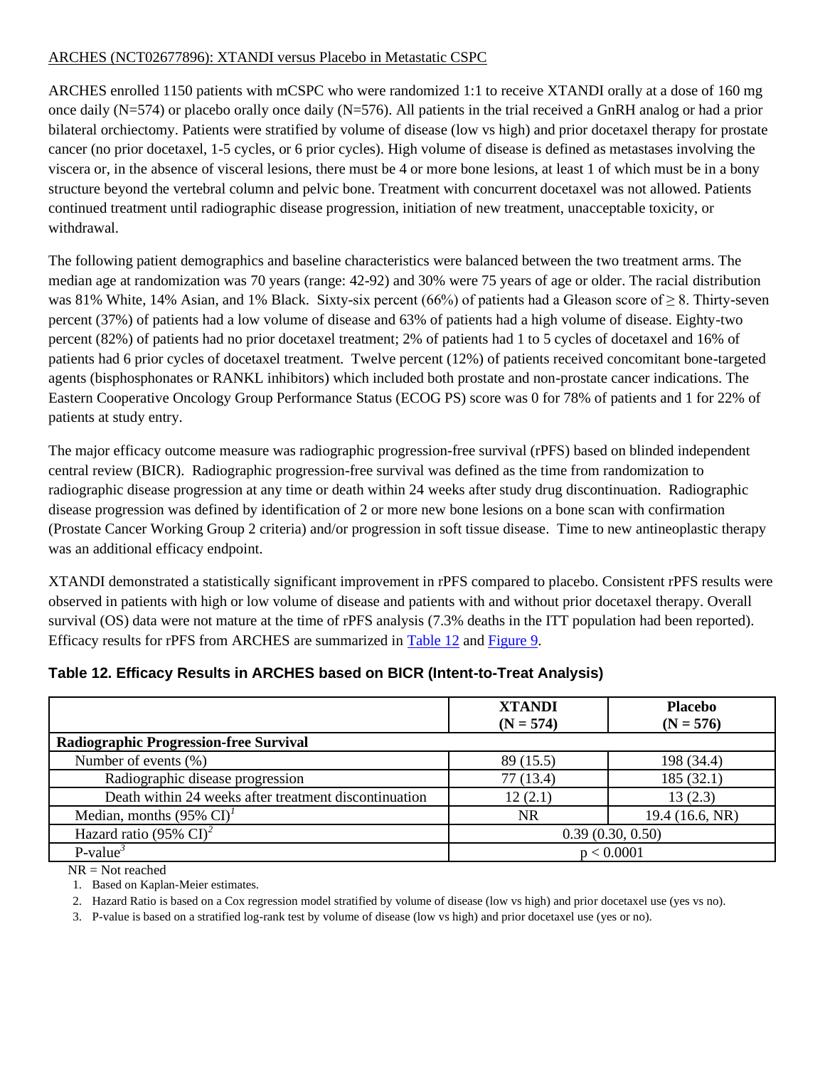ARCHES (NCT02677896): XTANDI versus Placebo in Metastatic CSPC

ARCHES enrolled 1150 patients with mCSPC who were randomized 1:1 to receive XTANDI orally at a dose of 160 mg once daily (N=574) or placebo orally once daily (N=576). All patients in the trial received a GnRH analog or had a prior bilateral orchiectomy. Patients were stratified by volume of disease (low vs high) and prior docetaxel therapy for prostate cancer (no prior docetaxel, 1-5 cycles, or 6 prior cycles). High volume of disease is defined as metastases involving the viscera or, in the absence of visceral lesions, there must be 4 or more bone lesions, at least 1 of which must be in a bony structure beyond the vertebral column and pelvic bone. Treatment with concurrent docetaxel was not allowed. Patients continued treatment until radiographic disease progression, initiation of new treatment, unacceptable toxicity, or withdrawal.

The following patient demographics and baseline characteristics were balanced between the two treatment arms. The median age at randomization was 70 years (range: 42-92) and 30% were 75 years of age or older. The racial distribution was 81% White, 14% Asian, and 1% Black. Sixty-six percent (66%) of patients had a Gleason score of ≥ 8. Thirty-seven percent (37%) of patients had a low volume of disease and 63% of patients had a high volume of disease. Eighty-two percent (82%) of patients had no prior docetaxel treatment; 2% of patients had 1 to 5 cycles of docetaxel and 16% of patients had 6 prior cycles of docetaxel treatment. Twelve percent (12%) of patients received concomitant bone-targeted agents (bisphosphonates or RANKL inhibitors) which included both prostate and non-prostate cancer indications. The Eastern Cooperative Oncology Group Performance Status (ECOG PS) score was 0 for 78% of patients and 1 for 22% of patients at study entry.

The major efficacy outcome measure was radiographic progression-free survival (rPFS) based on blinded independent central review (BICR). Radiographic progression-free survival was defined as the time from randomization to radiographic disease progression at any time or death within 24 weeks after study drug discontinuation. Radiographic disease progression was defined by identification of 2 or more new bone lesions on a bone scan with confirmation (Prostate Cancer Working Group 2 criteria) and/or progression in soft tissue disease. Time to new antineoplastic therapy was an additional efficacy endpoint.

XTANDI demonstrated a statistically significant improvement in rPFS compared to placebo. Consistent rPFS results were observed in patients with high or low volume of disease and patients with and without prior docetaxel therapy. Overall survival (OS) data were not mature at the time of rPFS analysis (7.3% deaths in the ITT population had been reported). Efficacy results for rPFS from ARCHES are summarized in Table 12 and Figure 9.

**Table 12. Efficacy Results in ARCHES based on BICR (Intent-to-Treat Analysis)**

| | XTANDI (N = 574) | Placebo (N = 576) |
|---|---|---|
| **Radiographic Progression-free Survival** | | |
| Number of events (%) | 89 (15.5) | 198 (34.4) |
| Radiographic disease progression | 77 (13.4) | 185 (32.1) |
| Death within 24 weeks after treatment discontinuation | 12 (2.1) | 13 (2.3) |
| Median, months (95% CI)[1] | NR | 19.4 (16.6, NR) |
| Hazard ratio (95% CI)[2] | 0.39 (0.30, 0.50) | |
| P-value[3] | p < 0.0001 | |

NR = Not reached

1. Based on Kaplan-Meier estimates.
2. Hazard Ratio is based on a Cox regression model stratified by volume of disease (low vs high) and prior docetaxel use (yes vs no).
3. P-value is based on a stratified log-rank test by volume of disease (low vs high) and prior docetaxel use (yes or no).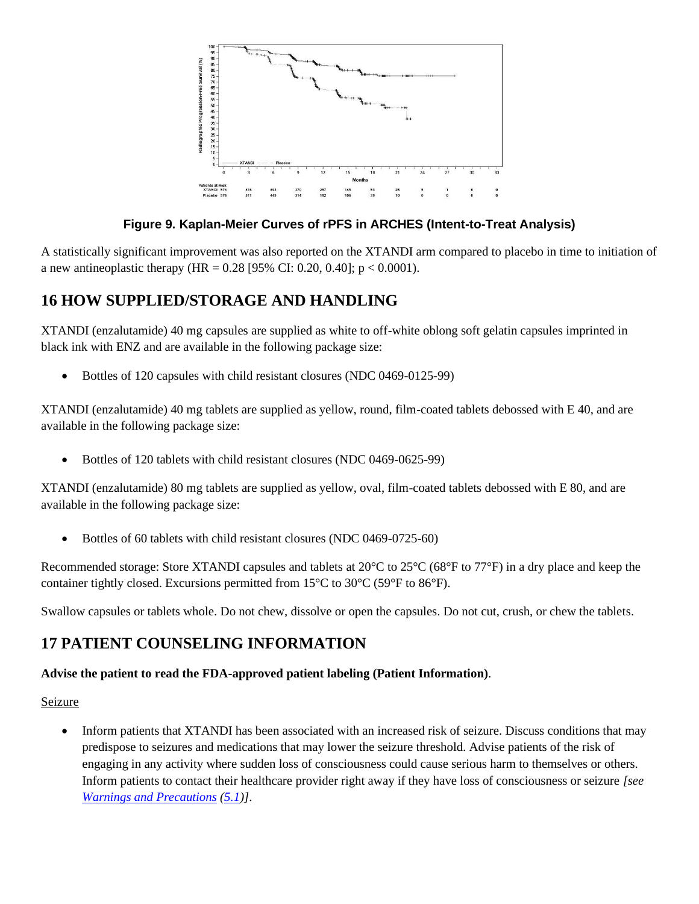**Figure 9. Kaplan-Meier Curves of rPFS in ARCHES (Intent-to-Treat Analysis)**

A statistically significant improvement was also reported on the XTANDI arm compared to placebo in time to initiation of a new antineoplastic therapy (HR = 0.28 [95% CI: 0.20, 0.40]; $p < 0.0001$).

## 16 HOW SUPPLIED/STORAGE AND HANDLING

XTANDI (enzalutamide) 40 mg capsules are supplied as white to off-white oblong soft gelatin capsules imprinted in black ink with ENZ and are available in the following package size:

- Bottles of 120 capsules with child resistant closures (NDC 0469-0125-99)

XTANDI (enzalutamide) 40 mg tablets are supplied as yellow, round, film-coated tablets debossed with E 40, and are available in the following package size:

- Bottles of 120 tablets with child resistant closures (NDC 0469-0625-99)

XTANDI (enzalutamide) 80 mg tablets are supplied as yellow, oval, film-coated tablets debossed with E 80, and are available in the following package size:

- Bottles of 60 tablets with child resistant closures (NDC 0469-0725-60)

Recommended storage: Store XTANDI capsules and tablets at 20°C to 25°C (68°F to 77°F) in a dry place and keep the container tightly closed. Excursions permitted from 15°C to 30°C (59°F to 86°F).

Swallow capsules or tablets whole. Do not chew, dissolve or open the capsules. Do not cut, crush, or chew the tablets.

## 17 PATIENT COUNSELING INFORMATION

**Advise the patient to read the FDA-approved patient labeling (Patient Information)**.

Seizure

- Inform patients that XTANDI has been associated with an increased risk of seizure. Discuss conditions that may predispose to seizures and medications that may lower the seizure threshold. Advise patients of the risk of engaging in any activity where sudden loss of consciousness could cause serious harm to themselves or others. Inform patients to contact their healthcare provider right away if they have loss of consciousness or seizure *[see Warnings and Precautions (5.1)]*.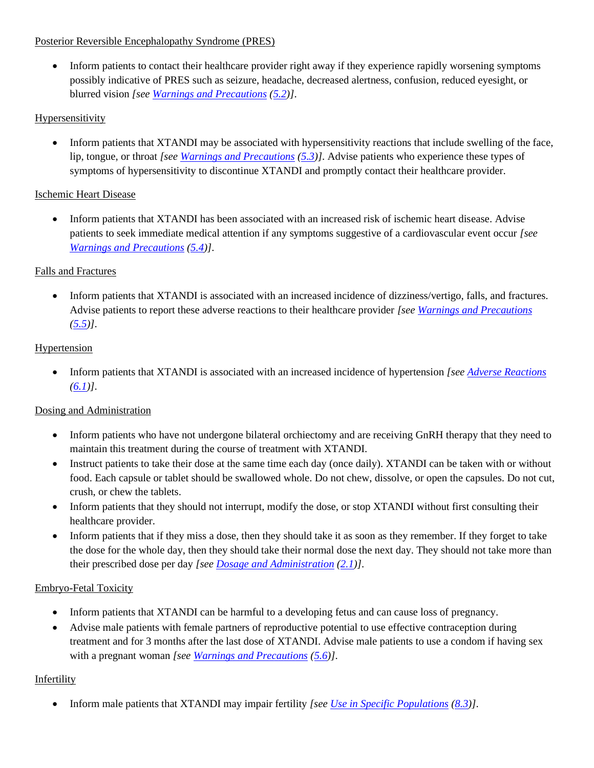Posterior Reversible Encephalopathy Syndrome (PRES)

- Inform patients to contact their healthcare provider right away if they experience rapidly worsening symptoms possibly indicative of PRES such as seizure, headache, decreased alertness, confusion, reduced eyesight, or blurred vision *[see Warnings and Precautions (5.2)]*.

Hypersensitivity

- Inform patients that XTANDI may be associated with hypersensitivity reactions that include swelling of the face, lip, tongue, or throat *[see Warnings and Precautions (5.3)]*. Advise patients who experience these types of symptoms of hypersensitivity to discontinue XTANDI and promptly contact their healthcare provider.

Ischemic Heart Disease

- Inform patients that XTANDI has been associated with an increased risk of ischemic heart disease. Advise patients to seek immediate medical attention if any symptoms suggestive of a cardiovascular event occur *[see Warnings and Precautions (5.4)]*.

Falls and Fractures

- Inform patients that XTANDI is associated with an increased incidence of dizziness/vertigo, falls, and fractures. Advise patients to report these adverse reactions to their healthcare provider *[see Warnings and Precautions (5.5)]*.

Hypertension

- Inform patients that XTANDI is associated with an increased incidence of hypertension *[see Adverse Reactions (6.1)]*.

Dosing and Administration

- Inform patients who have not undergone bilateral orchiectomy and are receiving GnRH therapy that they need to maintain this treatment during the course of treatment with XTANDI.
- Instruct patients to take their dose at the same time each day (once daily). XTANDI can be taken with or without food. Each capsule or tablet should be swallowed whole. Do not chew, dissolve, or open the capsules. Do not cut, crush, or chew the tablets.
- Inform patients that they should not interrupt, modify the dose, or stop XTANDI without first consulting their healthcare provider.
- Inform patients that if they miss a dose, then they should take it as soon as they remember. If they forget to take the dose for the whole day, then they should take their normal dose the next day. They should not take more than their prescribed dose per day *[see Dosage and Administration (2.1)]*.

Embryo-Fetal Toxicity

- Inform patients that XTANDI can be harmful to a developing fetus and can cause loss of pregnancy.
- Advise male patients with female partners of reproductive potential to use effective contraception during treatment and for 3 months after the last dose of XTANDI. Advise male patients to use a condom if having sex with a pregnant woman *[see Warnings and Precautions (5.6)]*.

Infertility

- Inform male patients that XTANDI may impair fertility *[see Use in Specific Populations (8.3)]*.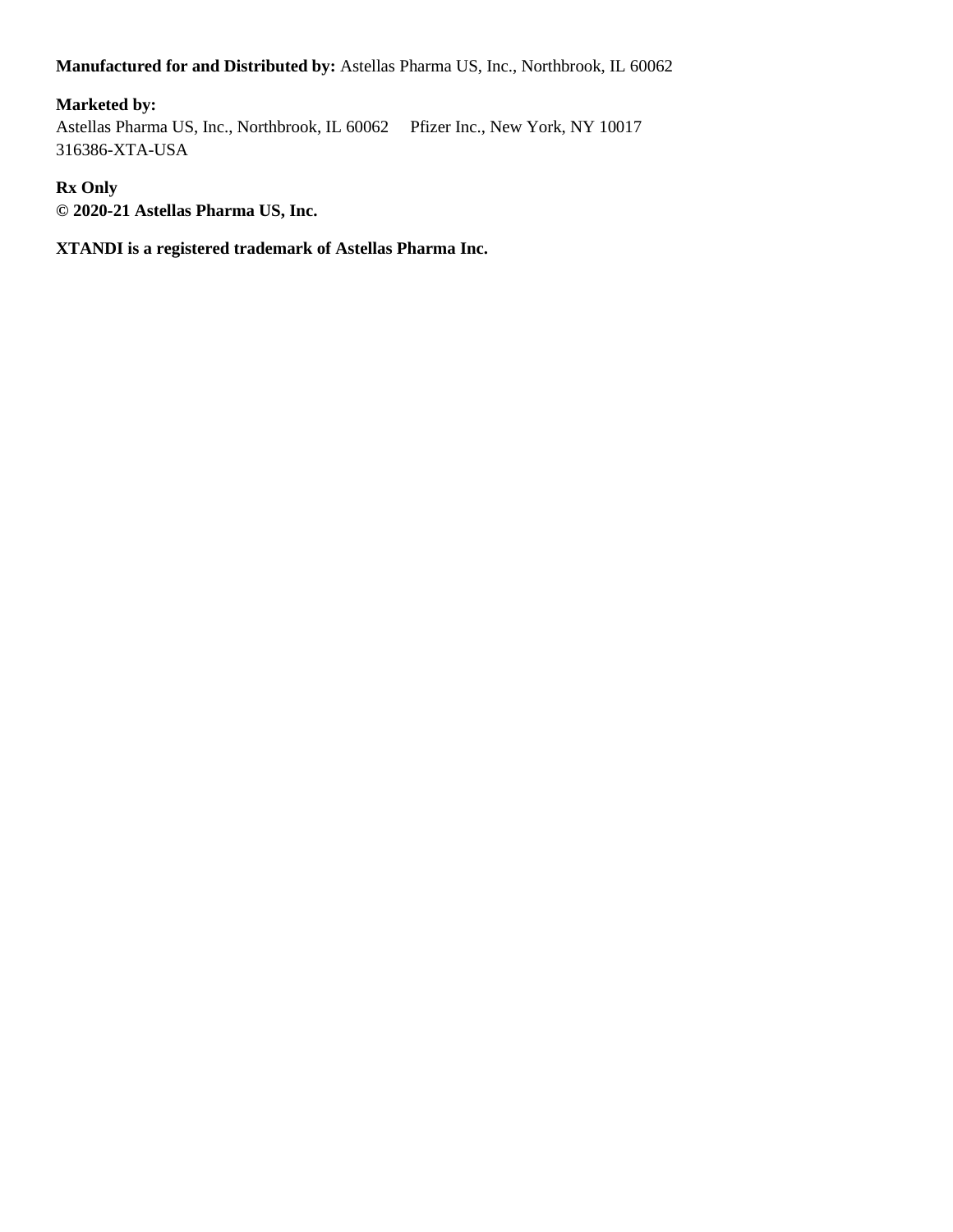**Manufactured for and Distributed by:** Astellas Pharma US, Inc., Northbrook, IL 60062

**Marketed by:**
Astellas Pharma US, Inc., Northbrook, IL 60062     Pfizer Inc., New York, NY 10017
316386-XTA-USA

**Rx Only**
**© 2020-21 Astellas Pharma US, Inc.**

**XTANDI is a registered trademark of Astellas Pharma Inc.**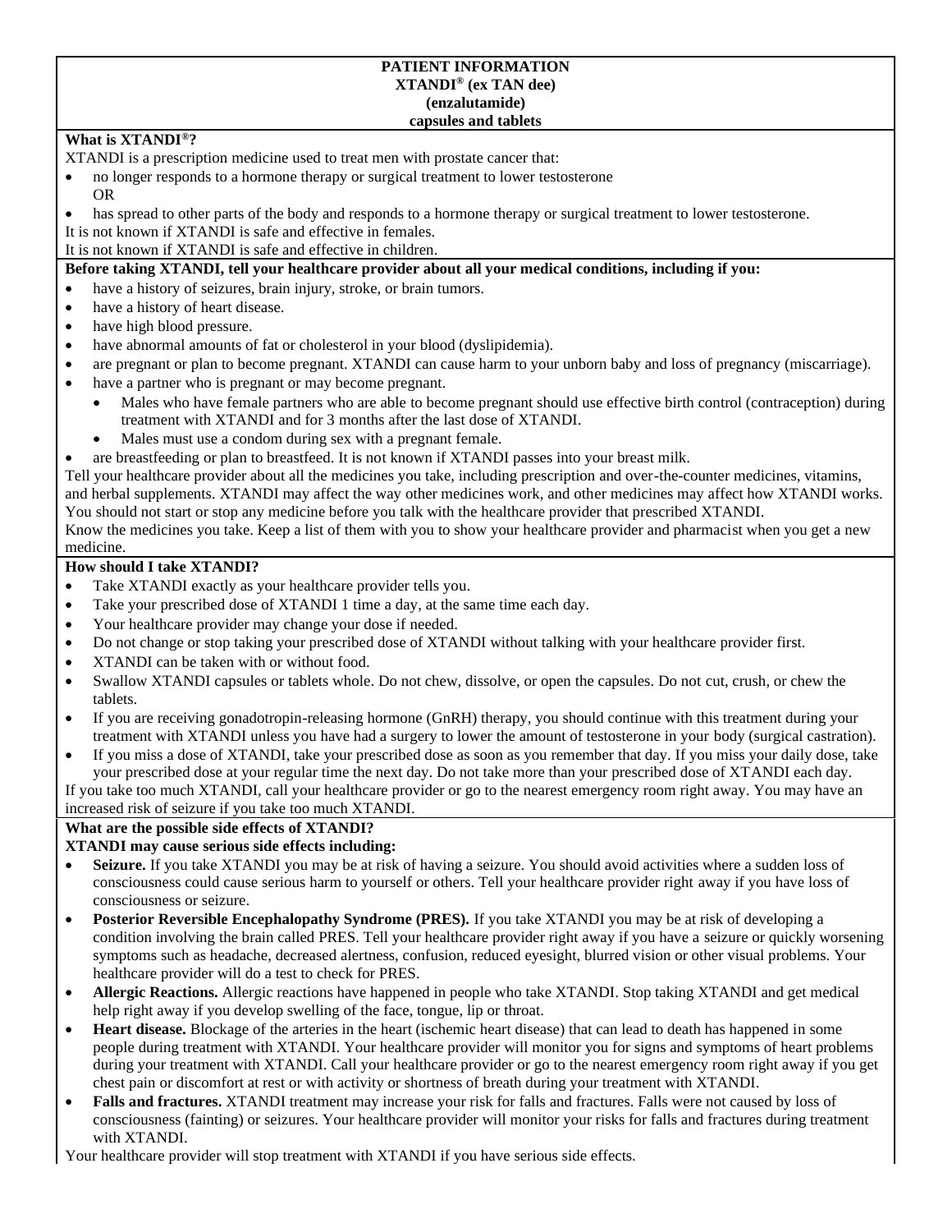**PATIENT INFORMATION**
**XTANDI® (ex TAN dee)**
**(enzalutamide)**
**capsules and tablets**

**What is XTANDI®?**

XTANDI is a prescription medicine used to treat men with prostate cancer that:

- no longer responds to a hormone therapy or surgical treatment to lower testosterone
  OR
- has spread to other parts of the body and responds to a hormone therapy or surgical treatment to lower testosterone.

It is not known if XTANDI is safe and effective in females.
It is not known if XTANDI is safe and effective in children.

**Before taking XTANDI, tell your healthcare provider about all your medical conditions, including if you:**

- have a history of seizures, brain injury, stroke, or brain tumors.
- have a history of heart disease.
- have high blood pressure.
- have abnormal amounts of fat or cholesterol in your blood (dyslipidemia).
- are pregnant or plan to become pregnant. XTANDI can cause harm to your unborn baby and loss of pregnancy (miscarriage).
- have a partner who is pregnant or may become pregnant.
  - Males who have female partners who are able to become pregnant should use effective birth control (contraception) during treatment with XTANDI and for 3 months after the last dose of XTANDI.
  - Males must use a condom during sex with a pregnant female.
- are breastfeeding or plan to breastfeed. It is not known if XTANDI passes into your breast milk.

Tell your healthcare provider about all the medicines you take, including prescription and over-the-counter medicines, vitamins, and herbal supplements. XTANDI may affect the way other medicines work, and other medicines may affect how XTANDI works. You should not start or stop any medicine before you talk with the healthcare provider that prescribed XTANDI.
Know the medicines you take. Keep a list of them with you to show your healthcare provider and pharmacist when you get a new medicine.

**How should I take XTANDI?**

- Take XTANDI exactly as your healthcare provider tells you.
- Take your prescribed dose of XTANDI 1 time a day, at the same time each day.
- Your healthcare provider may change your dose if needed.
- Do not change or stop taking your prescribed dose of XTANDI without talking with your healthcare provider first.
- XTANDI can be taken with or without food.
- Swallow XTANDI capsules or tablets whole. Do not chew, dissolve, or open the capsules. Do not cut, crush, or chew the tablets.
- If you are receiving gonadotropin-releasing hormone (GnRH) therapy, you should continue with this treatment during your treatment with XTANDI unless you have had a surgery to lower the amount of testosterone in your body (surgical castration).
- If you miss a dose of XTANDI, take your prescribed dose as soon as you remember that day. If you miss your daily dose, take your prescribed dose at your regular time the next day. Do not take more than your prescribed dose of XTANDI each day.

If you take too much XTANDI, call your healthcare provider or go to the nearest emergency room right away. You may have an increased risk of seizure if you take too much XTANDI.

**What are the possible side effects of XTANDI?**

**XTANDI may cause serious side effects including:**

- **Seizure.** If you take XTANDI you may be at risk of having a seizure. You should avoid activities where a sudden loss of consciousness could cause serious harm to yourself or others. Tell your healthcare provider right away if you have loss of consciousness or seizure.
- **Posterior Reversible Encephalopathy Syndrome (PRES).** If you take XTANDI you may be at risk of developing a condition involving the brain called PRES. Tell your healthcare provider right away if you have a seizure or quickly worsening symptoms such as headache, decreased alertness, confusion, reduced eyesight, blurred vision or other visual problems. Your healthcare provider will do a test to check for PRES.
- **Allergic Reactions.** Allergic reactions have happened in people who take XTANDI. Stop taking XTANDI and get medical help right away if you develop swelling of the face, tongue, lip or throat.
- **Heart disease.** Blockage of the arteries in the heart (ischemic heart disease) that can lead to death has happened in some people during treatment with XTANDI. Your healthcare provider will monitor you for signs and symptoms of heart problems during your treatment with XTANDI. Call your healthcare provider or go to the nearest emergency room right away if you get chest pain or discomfort at rest or with activity or shortness of breath during your treatment with XTANDI.
- **Falls and fractures.** XTANDI treatment may increase your risk for falls and fractures. Falls were not caused by loss of consciousness (fainting) or seizures. Your healthcare provider will monitor your risks for falls and fractures during treatment with XTANDI.

Your healthcare provider will stop treatment with XTANDI if you have serious side effects.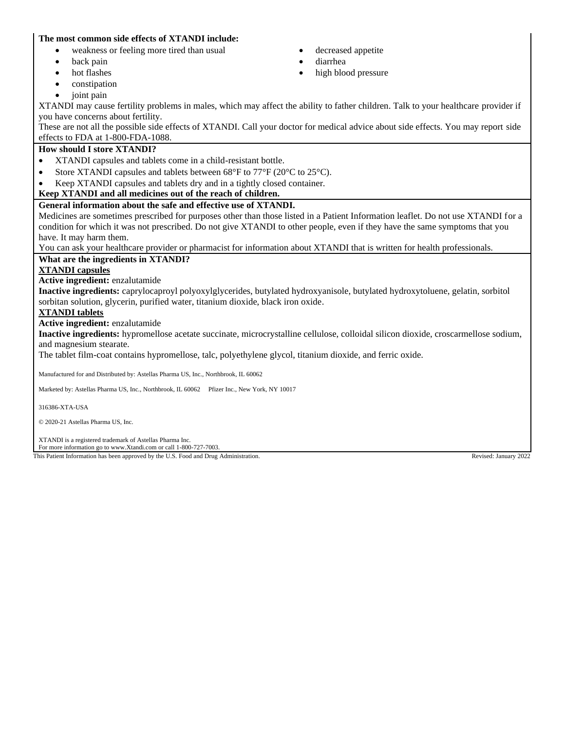**The most common side effects of XTANDI include:**

- weakness or feeling more tired than usual
- back pain
- hot flashes
- constipation
- joint pain
- decreased appetite
- diarrhea
- high blood pressure

XTANDI may cause fertility problems in males, which may affect the ability to father children. Talk to your healthcare provider if you have concerns about fertility.

These are not all the possible side effects of XTANDI. Call your doctor for medical advice about side effects. You may report side effects to FDA at 1-800-FDA-1088.

**How should I store XTANDI?**

- XTANDI capsules and tablets come in a child-resistant bottle.
- Store XTANDI capsules and tablets between 68°F to 77°F (20°C to 25°C).
- Keep XTANDI capsules and tablets dry and in a tightly closed container.

**Keep XTANDI and all medicines out of the reach of children.**

**General information about the safe and effective use of XTANDI.**

Medicines are sometimes prescribed for purposes other than those listed in a Patient Information leaflet. Do not use XTANDI for a condition for which it was not prescribed. Do not give XTANDI to other people, even if they have the same symptoms that you have. It may harm them.

You can ask your healthcare provider or pharmacist for information about XTANDI that is written for health professionals.

**What are the ingredients in XTANDI?**

**XTANDI capsules**

**Active ingredient:** enzalutamide

**Inactive ingredients:** caprylocaproyl polyoxylglycerides, butylated hydroxyanisole, butylated hydroxytoluene, gelatin, sorbitol sorbitan solution, glycerin, purified water, titanium dioxide, black iron oxide.

**XTANDI tablets**

**Active ingredient:** enzalutamide

**Inactive ingredients:** hypromellose acetate succinate, microcrystalline cellulose, colloidal silicon dioxide, croscarmellose sodium, and magnesium stearate.

The tablet film-coat contains hypromellose, talc, polyethylene glycol, titanium dioxide, and ferric oxide.

Manufactured for and Distributed by: Astellas Pharma US, Inc., Northbrook, IL 60062

Marketed by: Astellas Pharma US, Inc., Northbrook, IL 60062 Pfizer Inc., New York, NY 10017

316386-XTA-USA

© 2020-21 Astellas Pharma US, Inc.

XTANDI is a registered trademark of Astellas Pharma Inc.
For more information go to www.Xtandi.com or call 1-800-727-7003.

This Patient Information has been approved by the U.S. Food and Drug Administration. Revised: January 2022